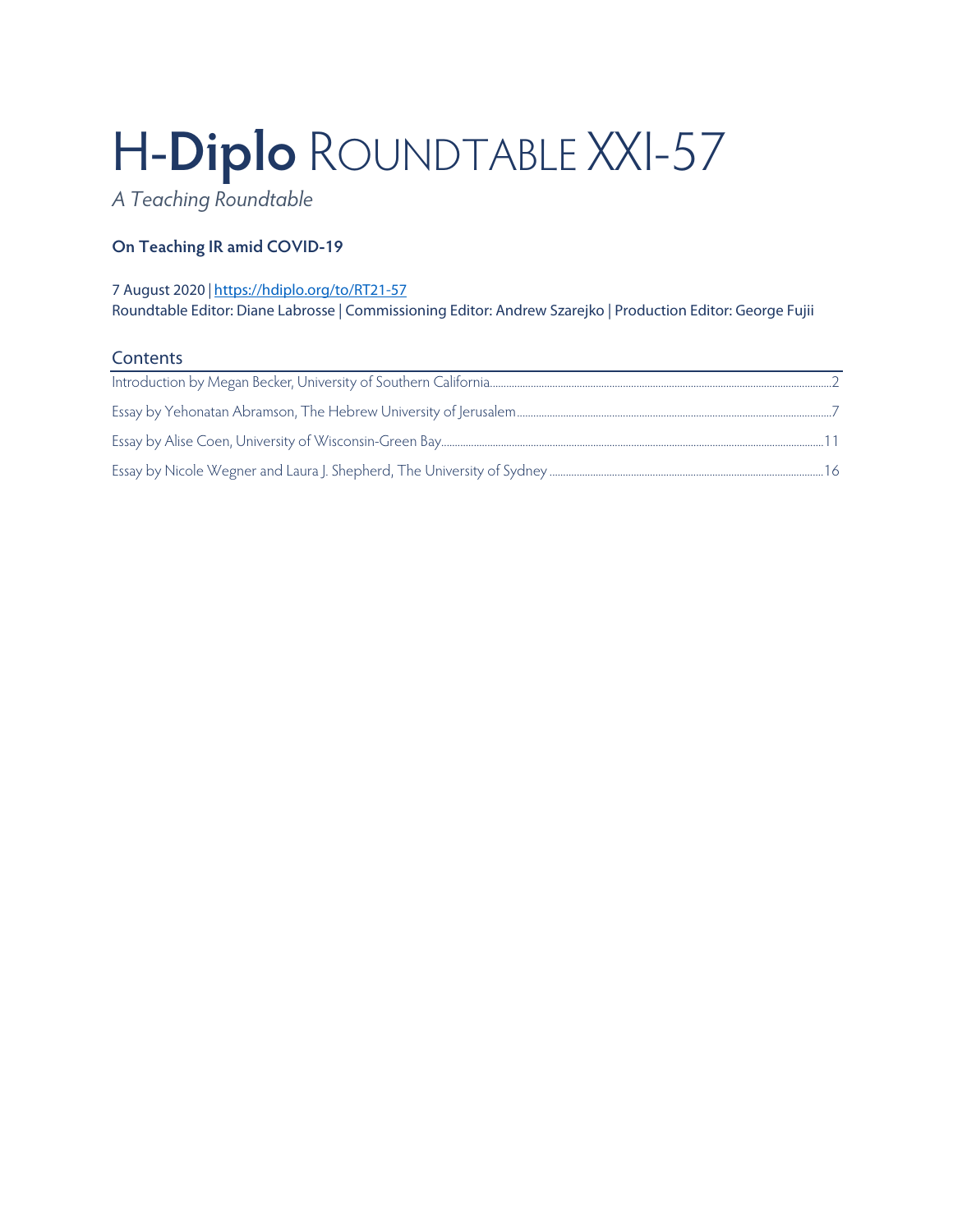# H-**Diplo** ROUNDTABLE XXI-57

*A Teaching Roundtable*

**On Teaching IR amid COVID-19**

7 August 2020 | https://hdiplo.org/to/RT21-57
Roundtable Editor: Diane Labrosse | Commissioning Editor: Andrew Szarejko | Production Editor: George Fujii

## Contents

Introduction by Megan Becker, University of Southern California ........ 2

Essay by Yehonatan Abramson, The Hebrew University of Jerusalem ........ 7

Essay by Alise Coen, University of Wisconsin-Green Bay ........ 11

Essay by Nicole Wegner and Laura J. Shepherd, The University of Sydney ........ 16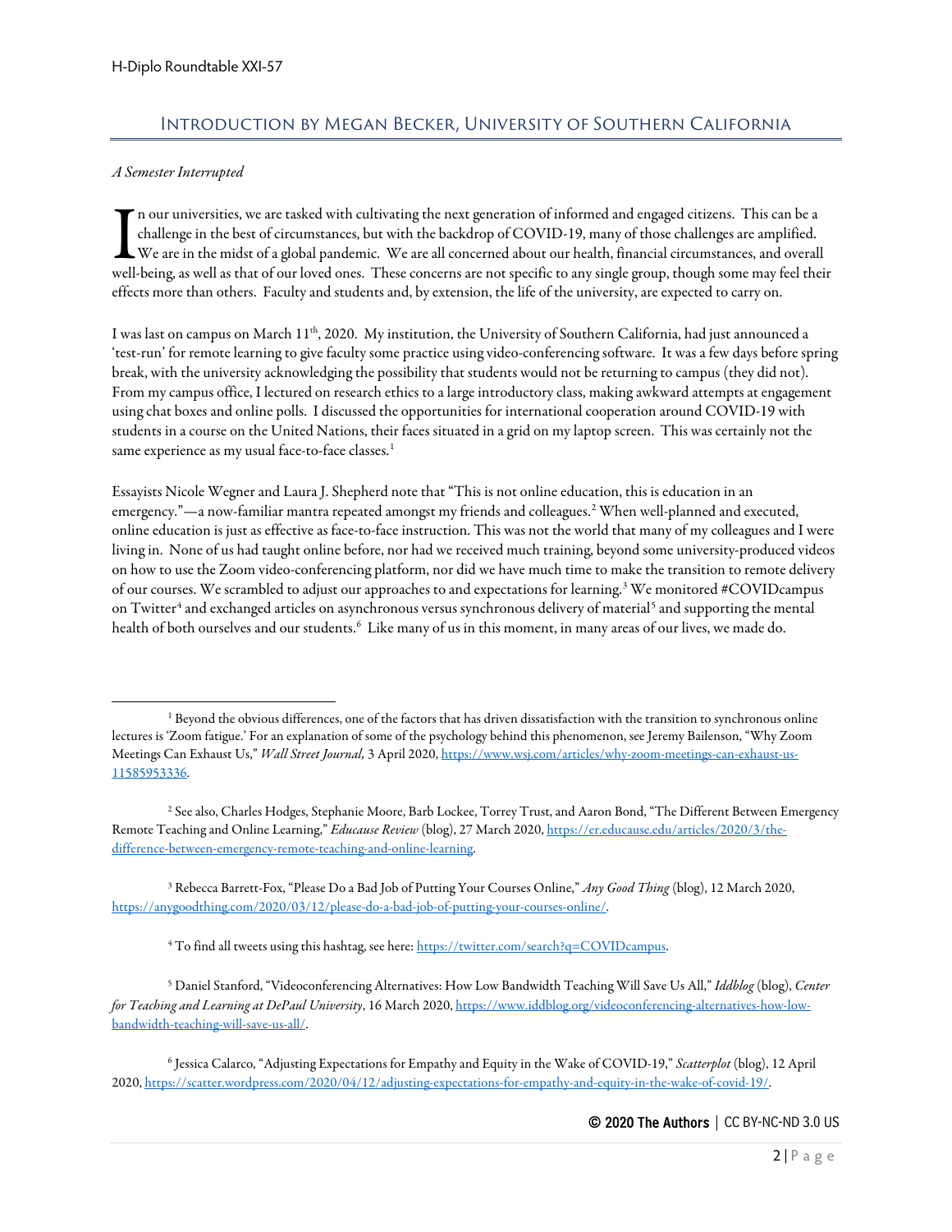## Introduction by Megan Becker, University of Southern California

*A Semester Interrupted*

In our universities, we are tasked with cultivating the next generation of informed and engaged citizens. This can be a challenge in the best of circumstances, but with the backdrop of COVID-19, many of those challenges are amplified. We are in the midst of a global pandemic. We are all concerned about our health, financial circumstances, and overall well-being, as well as that of our loved ones. These concerns are not specific to any single group, though some may feel their effects more than others. Faculty and students and, by extension, the life of the university, are expected to carry on.

I was last on campus on March 11th, 2020. My institution, the University of Southern California, had just announced a 'test-run' for remote learning to give faculty some practice using video-conferencing software. It was a few days before spring break, with the university acknowledging the possibility that students would not be returning to campus (they did not). From my campus office, I lectured on research ethics to a large introductory class, making awkward attempts at engagement using chat boxes and online polls. I discussed the opportunities for international cooperation around COVID-19 with students in a course on the United Nations, their faces situated in a grid on my laptop screen. This was certainly not the same experience as my usual face-to-face classes.[1]

Essayists Nicole Wegner and Laura J. Shepherd note that "This is not online education, this is education in an emergency."—a now-familiar mantra repeated amongst my friends and colleagues.[2] When well-planned and executed, online education is just as effective as face-to-face instruction. This was not the world that many of my colleagues and I were living in. None of us had taught online before, nor had we received much training, beyond some university-produced videos on how to use the Zoom video-conferencing platform, nor did we have much time to make the transition to remote delivery of our courses. We scrambled to adjust our approaches to and expectations for learning.[3] We monitored #COVIDcampus on Twitter[4] and exchanged articles on asynchronous versus synchronous delivery of material[5] and supporting the mental health of both ourselves and our students.[6] Like many of us in this moment, in many areas of our lives, we made do.

[1] Beyond the obvious differences, one of the factors that has driven dissatisfaction with the transition to synchronous online lectures is 'Zoom fatigue.' For an explanation of some of the psychology behind this phenomenon, see Jeremy Bailenson, "Why Zoom Meetings Can Exhaust Us," *Wall Street Journal,* 3 April 2020, https://www.wsj.com/articles/why-zoom-meetings-can-exhaust-us-11585953336.

[2] See also, Charles Hodges, Stephanie Moore, Barb Lockee, Torrey Trust, and Aaron Bond, "The Different Between Emergency Remote Teaching and Online Learning," *Educause Review* (blog), 27 March 2020, https://er.educause.edu/articles/2020/3/the-difference-between-emergency-remote-teaching-and-online-learning.

[3] Rebecca Barrett-Fox, "Please Do a Bad Job of Putting Your Courses Online," *Any Good Thing* (blog), 12 March 2020, https://anygoodthing.com/2020/03/12/please-do-a-bad-job-of-putting-your-courses-online/.

[4] To find all tweets using this hashtag, see here: https://twitter.com/search?q=COVIDcampus.

[5] Daniel Stanford, "Videoconferencing Alternatives: How Low Bandwidth Teaching Will Save Us All," *Iddblog* (blog), *Center for Teaching and Learning at DePaul University*, 16 March 2020, https://www.iddblog.org/videoconferencing-alternatives-how-low-bandwidth-teaching-will-save-us-all/.

[6] Jessica Calarco, "Adjusting Expectations for Empathy and Equity in the Wake of COVID-19," *Scatterplot* (blog), 12 April 2020, https://scatter.wordpress.com/2020/04/12/adjusting-expectations-for-empathy-and-equity-in-the-wake-of-covid-19/.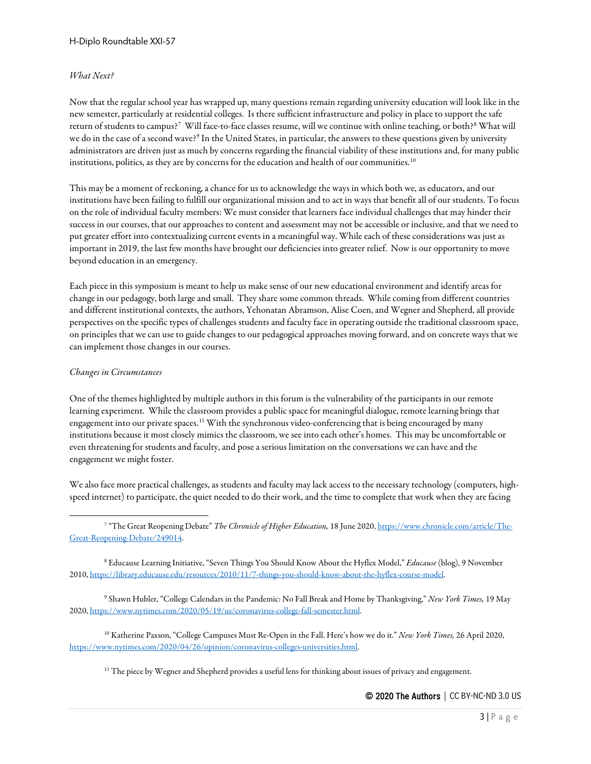*What Next?*

Now that the regular school year has wrapped up, many questions remain regarding university education will look like in the new semester, particularly at residential colleges. Is there sufficient infrastructure and policy in place to support the safe return of students to campus?[7] Will face-to-face classes resume, will we continue with online teaching, or both?[8] What will we do in the case of a second wave?[9] In the United States, in particular, the answers to these questions given by university administrators are driven just as much by concerns regarding the financial viability of these institutions and, for many public institutions, politics, as they are by concerns for the education and health of our communities.[10]

This may be a moment of reckoning, a chance for us to acknowledge the ways in which both we, as educators, and our institutions have been failing to fulfill our organizational mission and to act in ways that benefit all of our students. To focus on the role of individual faculty members: We must consider that learners face individual challenges that may hinder their success in our courses, that our approaches to content and assessment may not be accessible or inclusive, and that we need to put greater effort into contextualizing current events in a meaningful way. While each of these considerations was just as important in 2019, the last few months have brought our deficiencies into greater relief. Now is our opportunity to move beyond education in an emergency.

Each piece in this symposium is meant to help us make sense of our new educational environment and identify areas for change in our pedagogy, both large and small. They share some common threads. While coming from different countries and different institutional contexts, the authors, Yehonatan Abramson, Alise Coen, and Wegner and Shepherd, all provide perspectives on the specific types of challenges students and faculty face in operating outside the traditional classroom space, on principles that we can use to guide changes to our pedagogical approaches moving forward, and on concrete ways that we can implement those changes in our courses.

*Changes in Circumstances*

One of the themes highlighted by multiple authors in this forum is the vulnerability of the participants in our remote learning experiment. While the classroom provides a public space for meaningful dialogue, remote learning brings that engagement into our private spaces.[11] With the synchronous video-conferencing that is being encouraged by many institutions because it most closely mimics the classroom, we see into each other's homes. This may be uncomfortable or even threatening for students and faculty, and pose a serious limitation on the conversations we can have and the engagement we might foster.

We also face more practical challenges, as students and faculty may lack access to the necessary technology (computers, high-speed internet) to participate, the quiet needed to do their work, and the time to complete that work when they are facing

---

[7] "The Great Reopening Debate" *The Chronicle of Higher Education,* 18 June 2020, https://www.chronicle.com/article/The-Great-Reopening-Debate/249014.

[8] Educause Learning Initiative, "Seven Things You Should Know About the Hyflex Model," *Educause* (blog), 9 November 2010, https://library.educause.edu/resources/2010/11/7-things-you-should-know-about-the-hyflex-course-model.

[9] Shawn Hubler, "College Calendars in the Pandemic: No Fall Break and Home by Thanksgiving," *New York Times,* 19 May 2020, https://www.nytimes.com/2020/05/19/us/coronavirus-college-fall-semester.html.

[10] Katherine Paxson, "College Campuses Must Re-Open in the Fall. Here's how we do it." *New York Times,* 26 April 2020, https://www.nytimes.com/2020/04/26/opinion/coronavirus-colleges-universities.html.

[11] The piece by Wegner and Shepherd provides a useful lens for thinking about issues of privacy and engagement.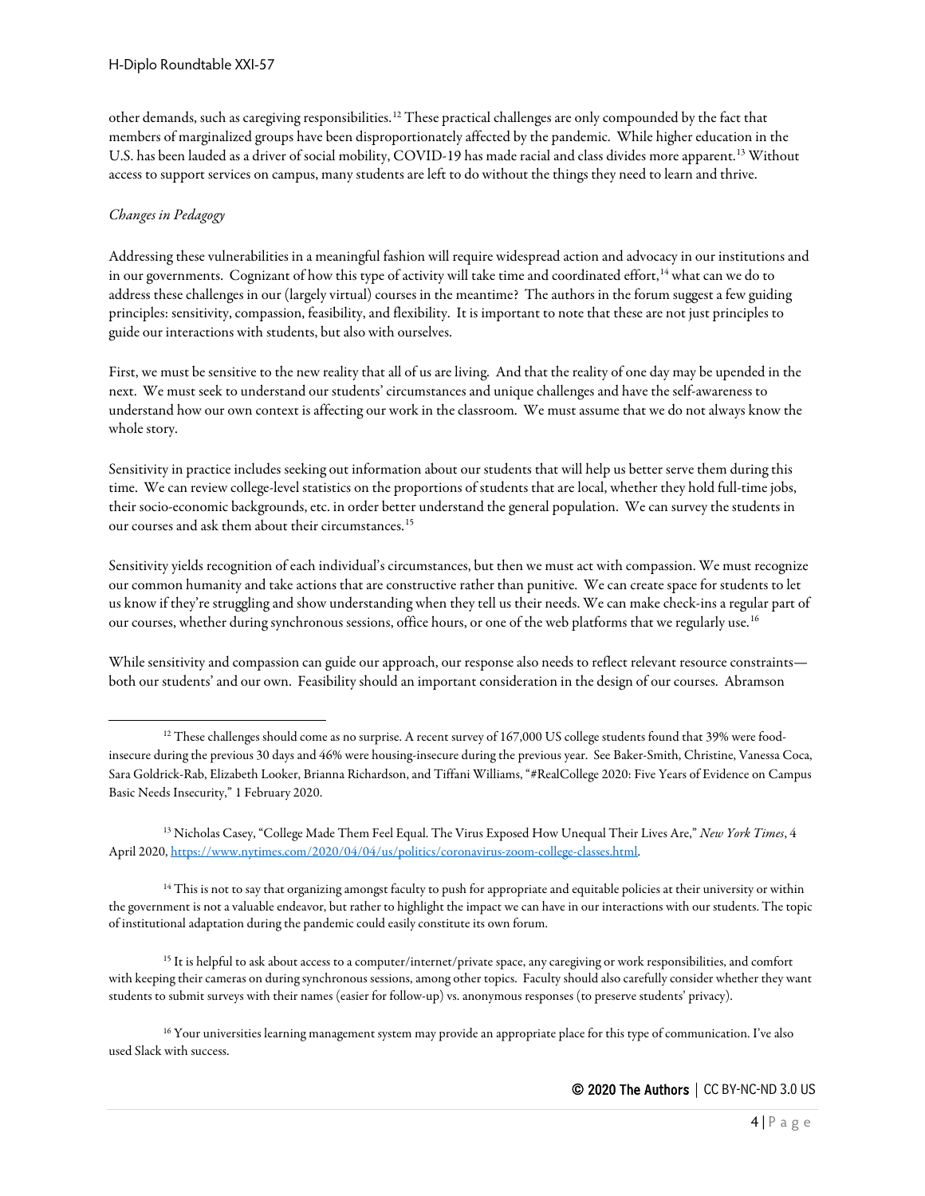other demands, such as caregiving responsibilities.[12] These practical challenges are only compounded by the fact that members of marginalized groups have been disproportionately affected by the pandemic. While higher education in the U.S. has been lauded as a driver of social mobility, COVID-19 has made racial and class divides more apparent.[13] Without access to support services on campus, many students are left to do without the things they need to learn and thrive.

*Changes in Pedagogy*

Addressing these vulnerabilities in a meaningful fashion will require widespread action and advocacy in our institutions and in our governments. Cognizant of how this type of activity will take time and coordinated effort,[14] what can we do to address these challenges in our (largely virtual) courses in the meantime? The authors in the forum suggest a few guiding principles: sensitivity, compassion, feasibility, and flexibility. It is important to note that these are not just principles to guide our interactions with students, but also with ourselves.

First, we must be sensitive to the new reality that all of us are living. And that the reality of one day may be upended in the next. We must seek to understand our students' circumstances and unique challenges and have the self-awareness to understand how our own context is affecting our work in the classroom. We must assume that we do not always know the whole story.

Sensitivity in practice includes seeking out information about our students that will help us better serve them during this time. We can review college-level statistics on the proportions of students that are local, whether they hold full-time jobs, their socio-economic backgrounds, etc. in order better understand the general population. We can survey the students in our courses and ask them about their circumstances.[15]

Sensitivity yields recognition of each individual's circumstances, but then we must act with compassion. We must recognize our common humanity and take actions that are constructive rather than punitive. We can create space for students to let us know if they're struggling and show understanding when they tell us their needs. We can make check-ins a regular part of our courses, whether during synchronous sessions, office hours, or one of the web platforms that we regularly use.[16]

While sensitivity and compassion can guide our approach, our response also needs to reflect relevant resource constraints—both our students' and our own. Feasibility should an important consideration in the design of our courses. Abramson

---

[12] These challenges should come as no surprise. A recent survey of 167,000 US college students found that 39% were food-insecure during the previous 30 days and 46% were housing-insecure during the previous year. See Baker-Smith, Christine, Vanessa Coca, Sara Goldrick-Rab, Elizabeth Looker, Brianna Richardson, and Tiffani Williams, "#RealCollege 2020: Five Years of Evidence on Campus Basic Needs Insecurity," 1 February 2020.

[13] Nicholas Casey, "College Made Them Feel Equal. The Virus Exposed How Unequal Their Lives Are," *New York Times*, 4 April 2020, https://www.nytimes.com/2020/04/04/us/politics/coronavirus-zoom-college-classes.html.

[14] This is not to say that organizing amongst faculty to push for appropriate and equitable policies at their university or within the government is not a valuable endeavor, but rather to highlight the impact we can have in our interactions with our students. The topic of institutional adaptation during the pandemic could easily constitute its own forum.

[15] It is helpful to ask about access to a computer/internet/private space, any caregiving or work responsibilities, and comfort with keeping their cameras on during synchronous sessions, among other topics. Faculty should also carefully consider whether they want students to submit surveys with their names (easier for follow-up) vs. anonymous responses (to preserve students' privacy).

[16] Your universities learning management system may provide an appropriate place for this type of communication. I've also used Slack with success.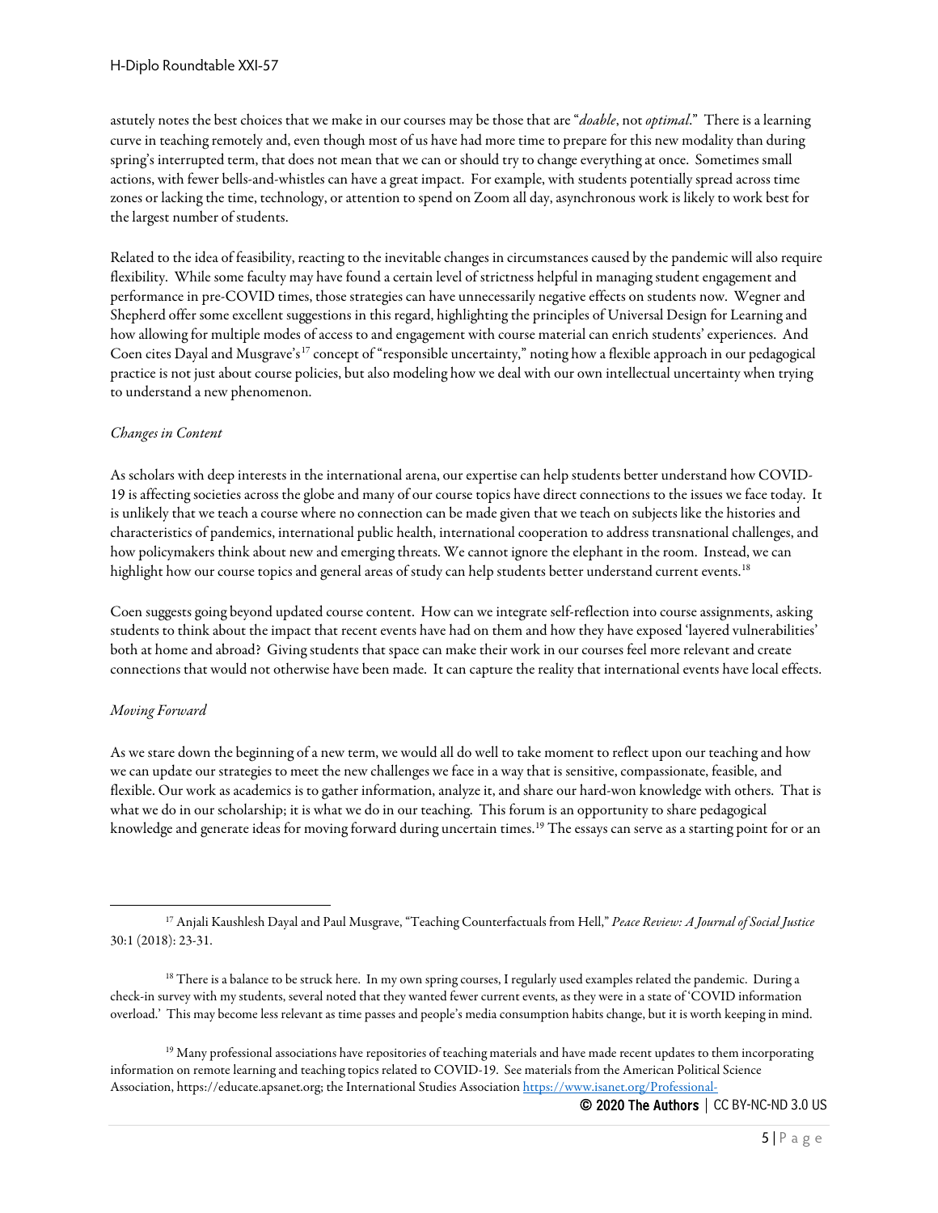astutely notes the best choices that we make in our courses may be those that are "*doable*, not *optimal*." There is a learning curve in teaching remotely and, even though most of us have had more time to prepare for this new modality than during spring's interrupted term, that does not mean that we can or should try to change everything at once. Sometimes small actions, with fewer bells-and-whistles can have a great impact. For example, with students potentially spread across time zones or lacking the time, technology, or attention to spend on Zoom all day, asynchronous work is likely to work best for the largest number of students.

Related to the idea of feasibility, reacting to the inevitable changes in circumstances caused by the pandemic will also require flexibility. While some faculty may have found a certain level of strictness helpful in managing student engagement and performance in pre-COVID times, those strategies can have unnecessarily negative effects on students now. Wegner and Shepherd offer some excellent suggestions in this regard, highlighting the principles of Universal Design for Learning and how allowing for multiple modes of access to and engagement with course material can enrich students' experiences. And Coen cites Dayal and Musgrave's[17] concept of "responsible uncertainty," noting how a flexible approach in our pedagogical practice is not just about course policies, but also modeling how we deal with our own intellectual uncertainty when trying to understand a new phenomenon.

*Changes in Content*

As scholars with deep interests in the international arena, our expertise can help students better understand how COVID-19 is affecting societies across the globe and many of our course topics have direct connections to the issues we face today. It is unlikely that we teach a course where no connection can be made given that we teach on subjects like the histories and characteristics of pandemics, international public health, international cooperation to address transnational challenges, and how policymakers think about new and emerging threats. We cannot ignore the elephant in the room. Instead, we can highlight how our course topics and general areas of study can help students better understand current events.[18]

Coen suggests going beyond updated course content. How can we integrate self-reflection into course assignments, asking students to think about the impact that recent events have had on them and how they have exposed 'layered vulnerabilities' both at home and abroad? Giving students that space can make their work in our courses feel more relevant and create connections that would not otherwise have been made. It can capture the reality that international events have local effects.

*Moving Forward*

As we stare down the beginning of a new term, we would all do well to take moment to reflect upon our teaching and how we can update our strategies to meet the new challenges we face in a way that is sensitive, compassionate, feasible, and flexible. Our work as academics is to gather information, analyze it, and share our hard-won knowledge with others. That is what we do in our scholarship; it is what we do in our teaching. This forum is an opportunity to share pedagogical knowledge and generate ideas for moving forward during uncertain times.[19] The essays can serve as a starting point for or an

---

[17] Anjali Kaushlesh Dayal and Paul Musgrave, "Teaching Counterfactuals from Hell," *Peace Review: A Journal of Social Justice* 30:1 (2018): 23-31.

[18] There is a balance to be struck here. In my own spring courses, I regularly used examples related the pandemic. During a check-in survey with my students, several noted that they wanted fewer current events, as they were in a state of 'COVID information overload.' This may become less relevant as time passes and people's media consumption habits change, but it is worth keeping in mind.

[19] Many professional associations have repositories of teaching materials and have made recent updates to them incorporating information on remote learning and teaching topics related to COVID-19. See materials from the American Political Science Association, https://educate.apsanet.org; the International Studies Association https://www.isanet.org/Professional-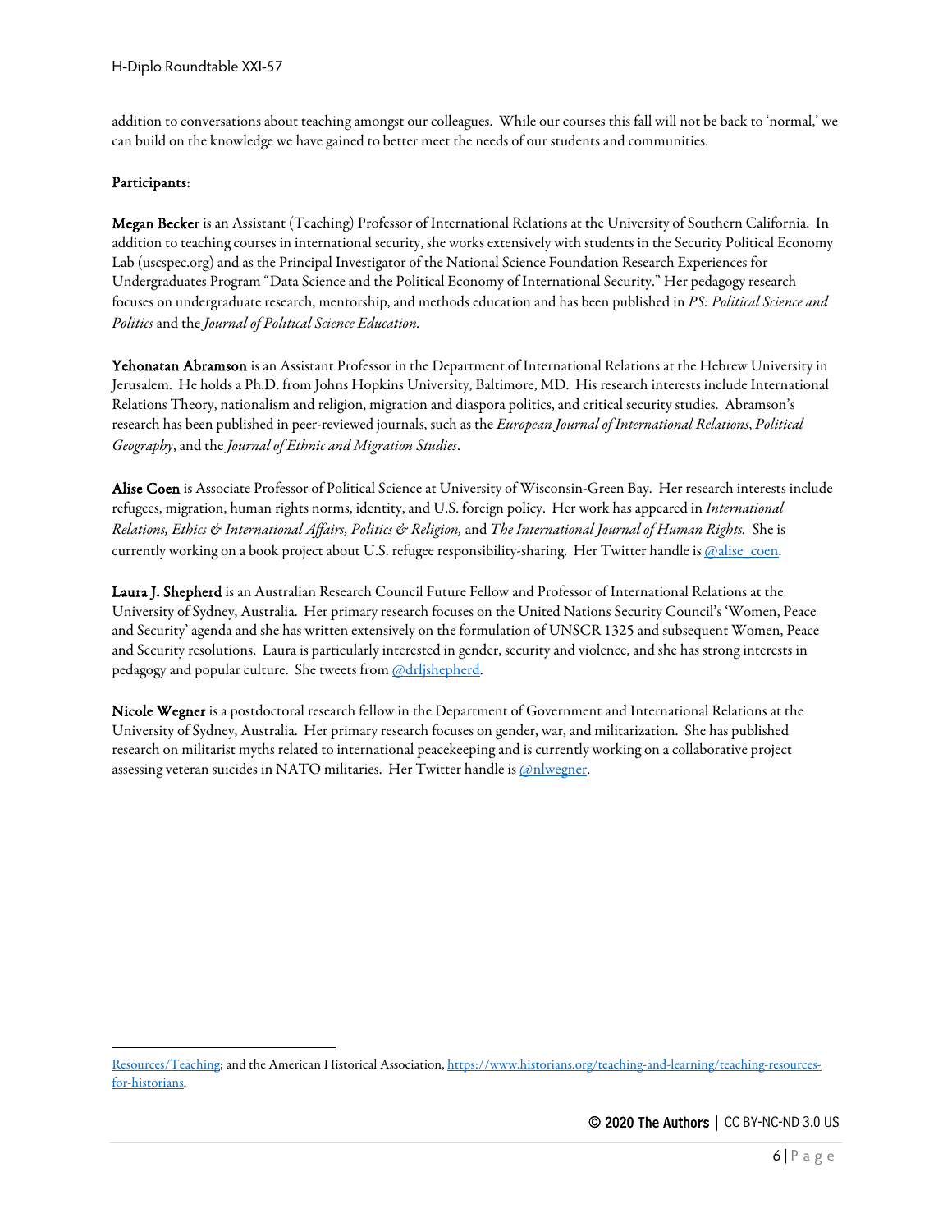addition to conversations about teaching amongst our colleagues. While our courses this fall will not be back to 'normal,' we can build on the knowledge we have gained to better meet the needs of our students and communities.

**Participants:**

**Megan Becker** is an Assistant (Teaching) Professor of International Relations at the University of Southern California. In addition to teaching courses in international security, she works extensively with students in the Security Political Economy Lab (uscspec.org) and as the Principal Investigator of the National Science Foundation Research Experiences for Undergraduates Program "Data Science and the Political Economy of International Security." Her pedagogy research focuses on undergraduate research, mentorship, and methods education and has been published in *PS: Political Science and Politics* and the *Journal of Political Science Education.*

**Yehonatan Abramson** is an Assistant Professor in the Department of International Relations at the Hebrew University in Jerusalem. He holds a Ph.D. from Johns Hopkins University, Baltimore, MD. His research interests include International Relations Theory, nationalism and religion, migration and diaspora politics, and critical security studies. Abramson's research has been published in peer-reviewed journals, such as the *European Journal of International Relations*, *Political Geography*, and the *Journal of Ethnic and Migration Studies*.

**Alise Coen** is Associate Professor of Political Science at University of Wisconsin-Green Bay. Her research interests include refugees, migration, human rights norms, identity, and U.S. foreign policy. Her work has appeared in *International Relations, Ethics & International Affairs, Politics & Religion,* and *The International Journal of Human Rights*. She is currently working on a book project about U.S. refugee responsibility-sharing. Her Twitter handle is @alise_coen.

**Laura J. Shepherd** is an Australian Research Council Future Fellow and Professor of International Relations at the University of Sydney, Australia. Her primary research focuses on the United Nations Security Council's 'Women, Peace and Security' agenda and she has written extensively on the formulation of UNSCR 1325 and subsequent Women, Peace and Security resolutions. Laura is particularly interested in gender, security and violence, and she has strong interests in pedagogy and popular culture. She tweets from @drljshepherd.

**Nicole Wegner** is a postdoctoral research fellow in the Department of Government and International Relations at the University of Sydney, Australia. Her primary research focuses on gender, war, and militarization. She has published research on militarist myths related to international peacekeeping and is currently working on a collaborative project assessing veteran suicides in NATO militaries. Her Twitter handle is @nlwegner.

---

Resources/Teaching; and the American Historical Association, https://www.historians.org/teaching-and-learning/teaching-resources-for-historians.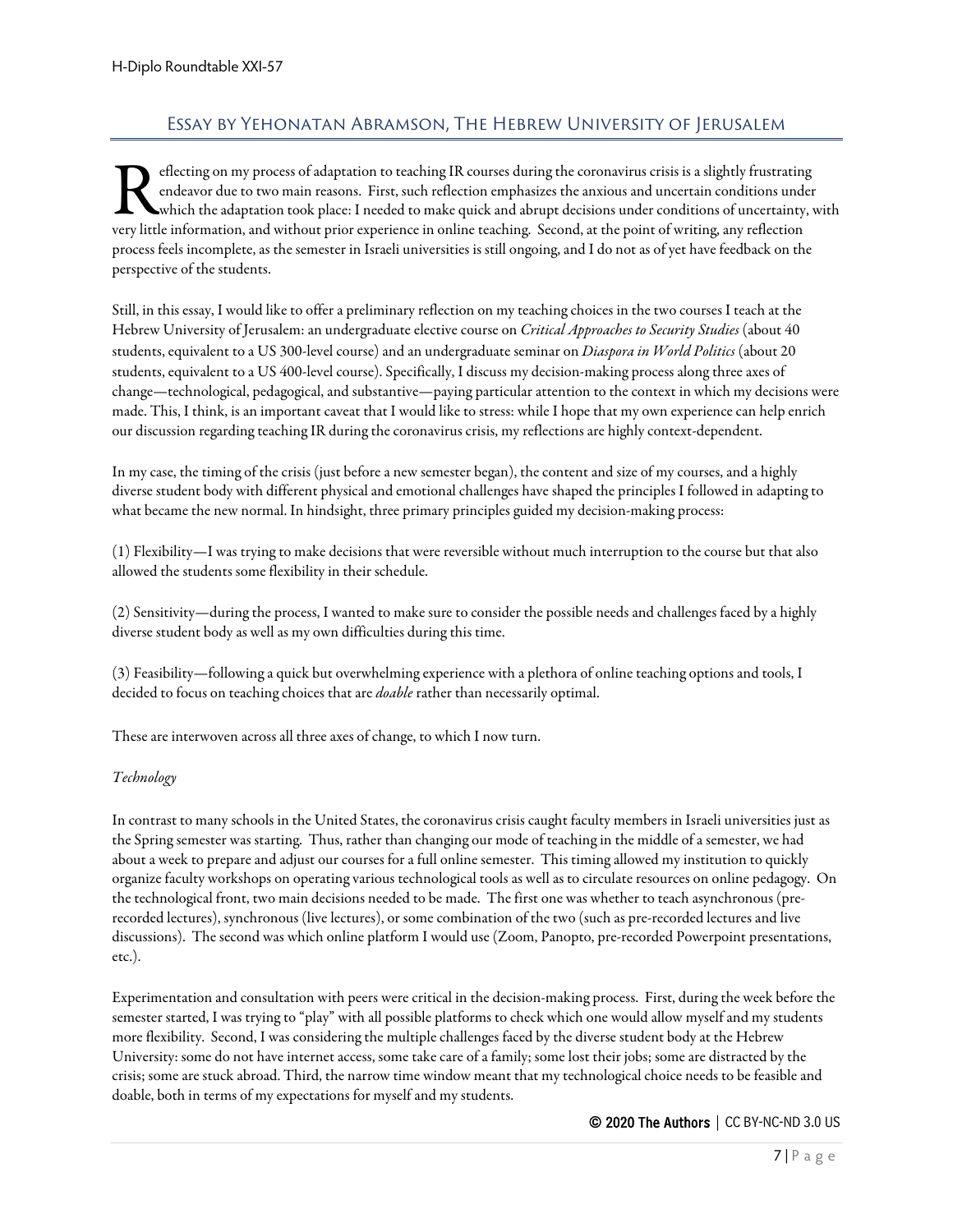## Essay by Yehonatan Abramson, The Hebrew University of Jerusalem

Reflecting on my process of adaptation to teaching IR courses during the coronavirus crisis is a slightly frustrating endeavor due to two main reasons. First, such reflection emphasizes the anxious and uncertain conditions under which the adaptation took place: I needed to make quick and abrupt decisions under conditions of uncertainty, with very little information, and without prior experience in online teaching. Second, at the point of writing, any reflection process feels incomplete, as the semester in Israeli universities is still ongoing, and I do not as of yet have feedback on the perspective of the students.

Still, in this essay, I would like to offer a preliminary reflection on my teaching choices in the two courses I teach at the Hebrew University of Jerusalem: an undergraduate elective course on *Critical Approaches to Security Studies* (about 40 students, equivalent to a US 300-level course) and an undergraduate seminar on *Diaspora in World Politics* (about 20 students, equivalent to a US 400-level course). Specifically, I discuss my decision-making process along three axes of change—technological, pedagogical, and substantive—paying particular attention to the context in which my decisions were made. This, I think, is an important caveat that I would like to stress: while I hope that my own experience can help enrich our discussion regarding teaching IR during the coronavirus crisis, my reflections are highly context-dependent.

In my case, the timing of the crisis (just before a new semester began), the content and size of my courses, and a highly diverse student body with different physical and emotional challenges have shaped the principles I followed in adapting to what became the new normal. In hindsight, three primary principles guided my decision-making process:

(1) Flexibility—I was trying to make decisions that were reversible without much interruption to the course but that also allowed the students some flexibility in their schedule.

(2) Sensitivity—during the process, I wanted to make sure to consider the possible needs and challenges faced by a highly diverse student body as well as my own difficulties during this time.

(3) Feasibility—following a quick but overwhelming experience with a plethora of online teaching options and tools, I decided to focus on teaching choices that are *doable* rather than necessarily optimal.

These are interwoven across all three axes of change, to which I now turn.

### *Technology*

In contrast to many schools in the United States, the coronavirus crisis caught faculty members in Israeli universities just as the Spring semester was starting. Thus, rather than changing our mode of teaching in the middle of a semester, we had about a week to prepare and adjust our courses for a full online semester. This timing allowed my institution to quickly organize faculty workshops on operating various technological tools as well as to circulate resources on online pedagogy. On the technological front, two main decisions needed to be made. The first one was whether to teach asynchronous (pre-recorded lectures), synchronous (live lectures), or some combination of the two (such as pre-recorded lectures and live discussions). The second was which online platform I would use (Zoom, Panopto, pre-recorded Powerpoint presentations, etc.).

Experimentation and consultation with peers were critical in the decision-making process. First, during the week before the semester started, I was trying to "play" with all possible platforms to check which one would allow myself and my students more flexibility. Second, I was considering the multiple challenges faced by the diverse student body at the Hebrew University: some do not have internet access, some take care of a family; some lost their jobs; some are distracted by the crisis; some are stuck abroad. Third, the narrow time window meant that my technological choice needs to be feasible and doable, both in terms of my expectations for myself and my students.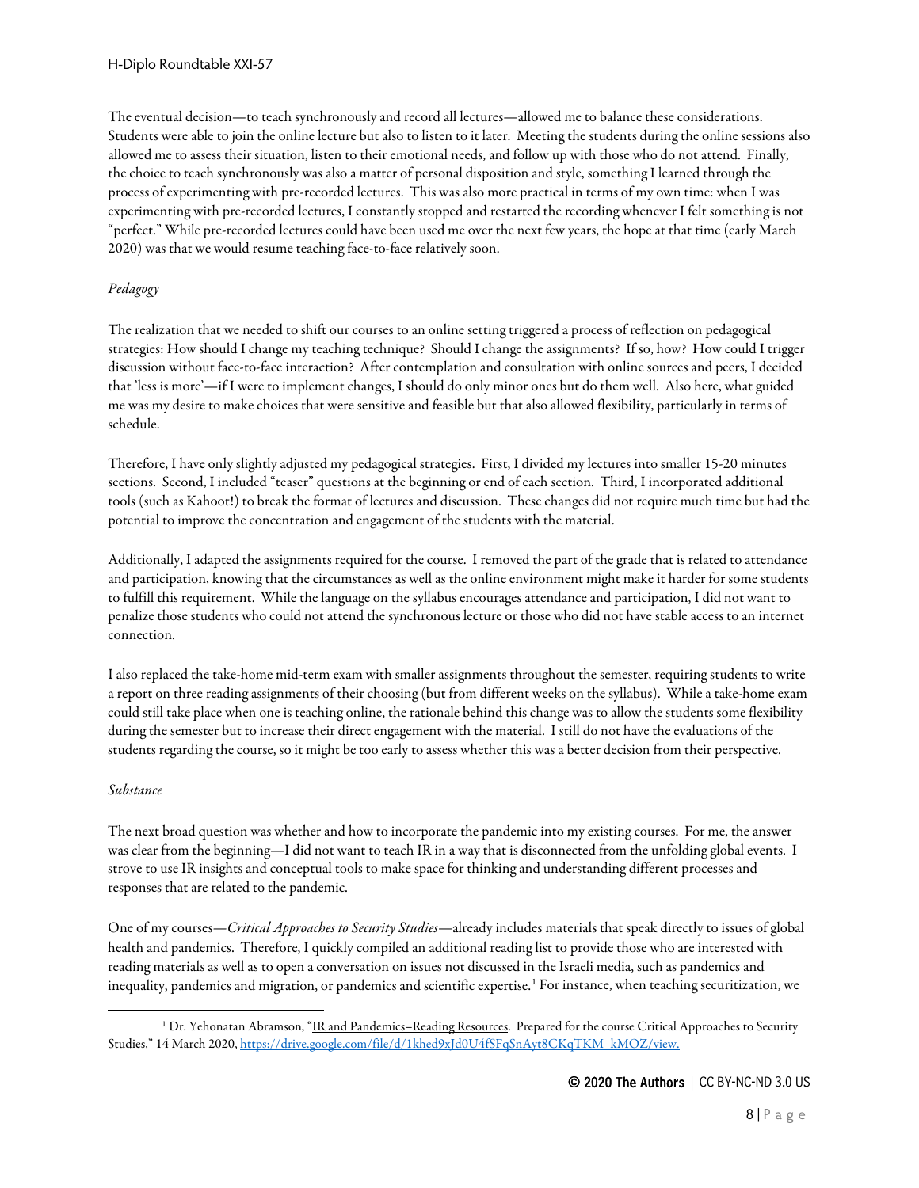The eventual decision—to teach synchronously and record all lectures—allowed me to balance these considerations. Students were able to join the online lecture but also to listen to it later. Meeting the students during the online sessions also allowed me to assess their situation, listen to their emotional needs, and follow up with those who do not attend. Finally, the choice to teach synchronously was also a matter of personal disposition and style, something I learned through the process of experimenting with pre-recorded lectures. This was also more practical in terms of my own time: when I was experimenting with pre-recorded lectures, I constantly stopped and restarted the recording whenever I felt something is not "perfect." While pre-recorded lectures could have been used me over the next few years, the hope at that time (early March 2020) was that we would resume teaching face-to-face relatively soon.

*Pedagogy*

The realization that we needed to shift our courses to an online setting triggered a process of reflection on pedagogical strategies: How should I change my teaching technique? Should I change the assignments? If so, how? How could I trigger discussion without face-to-face interaction? After contemplation and consultation with online sources and peers, I decided that 'less is more'—if I were to implement changes, I should do only minor ones but do them well. Also here, what guided me was my desire to make choices that were sensitive and feasible but that also allowed flexibility, particularly in terms of schedule.

Therefore, I have only slightly adjusted my pedagogical strategies. First, I divided my lectures into smaller 15-20 minutes sections. Second, I included "teaser" questions at the beginning or end of each section. Third, I incorporated additional tools (such as Kahoot!) to break the format of lectures and discussion. These changes did not require much time but had the potential to improve the concentration and engagement of the students with the material.

Additionally, I adapted the assignments required for the course. I removed the part of the grade that is related to attendance and participation, knowing that the circumstances as well as the online environment might make it harder for some students to fulfill this requirement. While the language on the syllabus encourages attendance and participation, I did not want to penalize those students who could not attend the synchronous lecture or those who did not have stable access to an internet connection.

I also replaced the take-home mid-term exam with smaller assignments throughout the semester, requiring students to write a report on three reading assignments of their choosing (but from different weeks on the syllabus). While a take-home exam could still take place when one is teaching online, the rationale behind this change was to allow the students some flexibility during the semester but to increase their direct engagement with the material. I still do not have the evaluations of the students regarding the course, so it might be too early to assess whether this was a better decision from their perspective.

*Substance*

The next broad question was whether and how to incorporate the pandemic into my existing courses. For me, the answer was clear from the beginning—I did not want to teach IR in a way that is disconnected from the unfolding global events. I strove to use IR insights and conceptual tools to make space for thinking and understanding different processes and responses that are related to the pandemic.

One of my courses—*Critical Approaches to Security Studies*—already includes materials that speak directly to issues of global health and pandemics. Therefore, I quickly compiled an additional reading list to provide those who are interested with reading materials as well as to open a conversation on issues not discussed in the Israeli media, such as pandemics and inequality, pandemics and migration, or pandemics and scientific expertise.[1] For instance, when teaching securitization, we

---

[1] Dr. Yehonatan Abramson, "IR and Pandemics–Reading Resources. Prepared for the course Critical Approaches to Security Studies," 14 March 2020, https://drive.google.com/file/d/1khed9xJd0U4fSFqSnAyt8CKqTKM_kMOZ/view.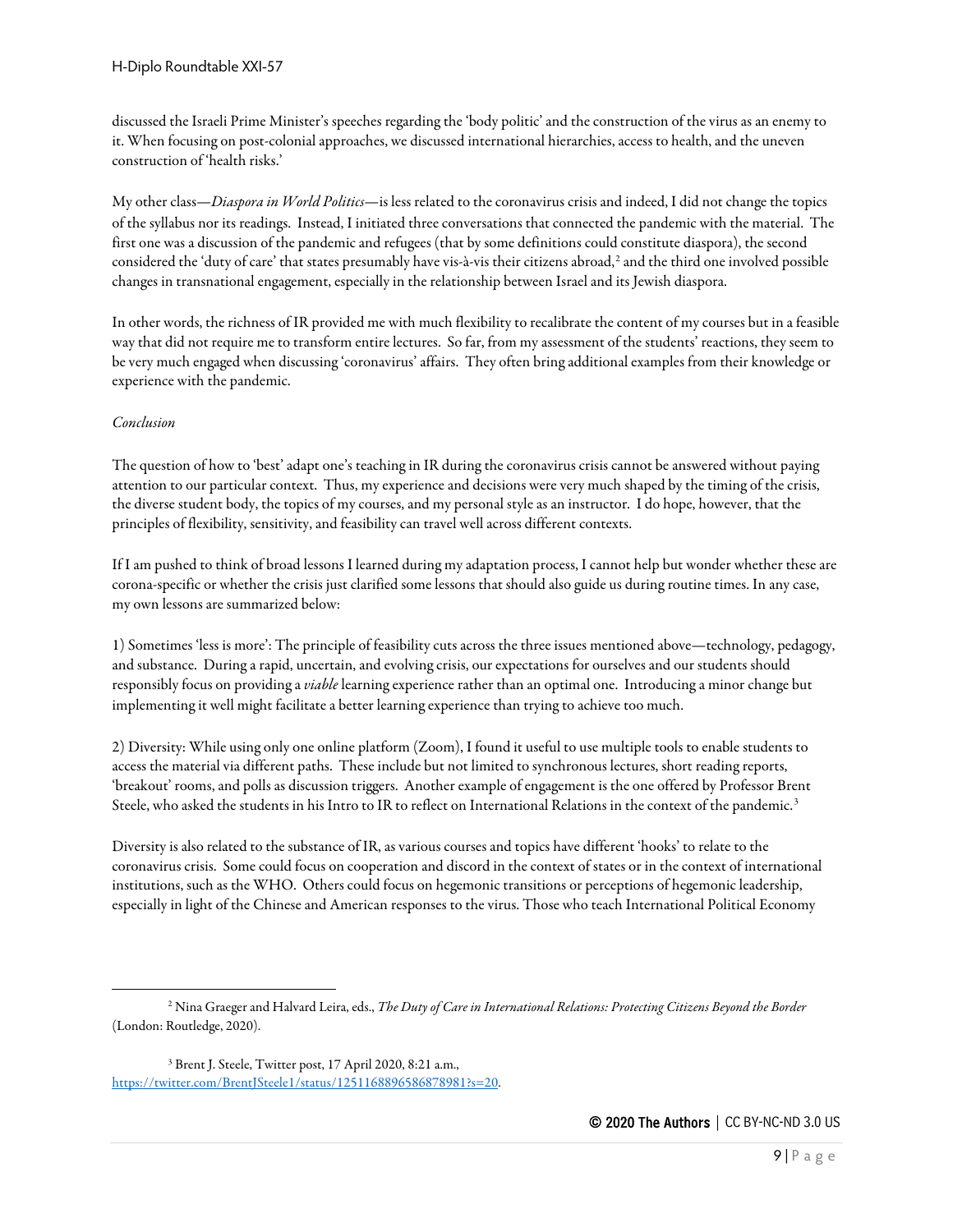discussed the Israeli Prime Minister's speeches regarding the 'body politic' and the construction of the virus as an enemy to it. When focusing on post-colonial approaches, we discussed international hierarchies, access to health, and the uneven construction of 'health risks.'

My other class—*Diaspora in World Politics*—is less related to the coronavirus crisis and indeed, I did not change the topics of the syllabus nor its readings. Instead, I initiated three conversations that connected the pandemic with the material. The first one was a discussion of the pandemic and refugees (that by some definitions could constitute diaspora), the second considered the 'duty of care' that states presumably have vis-à-vis their citizens abroad,[2] and the third one involved possible changes in transnational engagement, especially in the relationship between Israel and its Jewish diaspora.

In other words, the richness of IR provided me with much flexibility to recalibrate the content of my courses but in a feasible way that did not require me to transform entire lectures. So far, from my assessment of the students' reactions, they seem to be very much engaged when discussing 'coronavirus' affairs. They often bring additional examples from their knowledge or experience with the pandemic.

*Conclusion*

The question of how to 'best' adapt one's teaching in IR during the coronavirus crisis cannot be answered without paying attention to our particular context. Thus, my experience and decisions were very much shaped by the timing of the crisis, the diverse student body, the topics of my courses, and my personal style as an instructor. I do hope, however, that the principles of flexibility, sensitivity, and feasibility can travel well across different contexts.

If I am pushed to think of broad lessons I learned during my adaptation process, I cannot help but wonder whether these are corona-specific or whether the crisis just clarified some lessons that should also guide us during routine times. In any case, my own lessons are summarized below:

1) Sometimes 'less is more': The principle of feasibility cuts across the three issues mentioned above—technology, pedagogy, and substance. During a rapid, uncertain, and evolving crisis, our expectations for ourselves and our students should responsibly focus on providing a *viable* learning experience rather than an optimal one. Introducing a minor change but implementing it well might facilitate a better learning experience than trying to achieve too much.

2) Diversity: While using only one online platform (Zoom), I found it useful to use multiple tools to enable students to access the material via different paths. These include but not limited to synchronous lectures, short reading reports, 'breakout' rooms, and polls as discussion triggers. Another example of engagement is the one offered by Professor Brent Steele, who asked the students in his Intro to IR to reflect on International Relations in the context of the pandemic.[3]

Diversity is also related to the substance of IR, as various courses and topics have different 'hooks' to relate to the coronavirus crisis. Some could focus on cooperation and discord in the context of states or in the context of international institutions, such as the WHO. Others could focus on hegemonic transitions or perceptions of hegemonic leadership, especially in light of the Chinese and American responses to the virus. Those who teach International Political Economy

---

[2] Nina Graeger and Halvard Leira, eds., *The Duty of Care in International Relations: Protecting Citizens Beyond the Border* (London: Routledge, 2020).

[3] Brent J. Steele, Twitter post, 17 April 2020, 8:21 a.m., https://twitter.com/BrentJSteele1/status/1251168896586878981?s=20.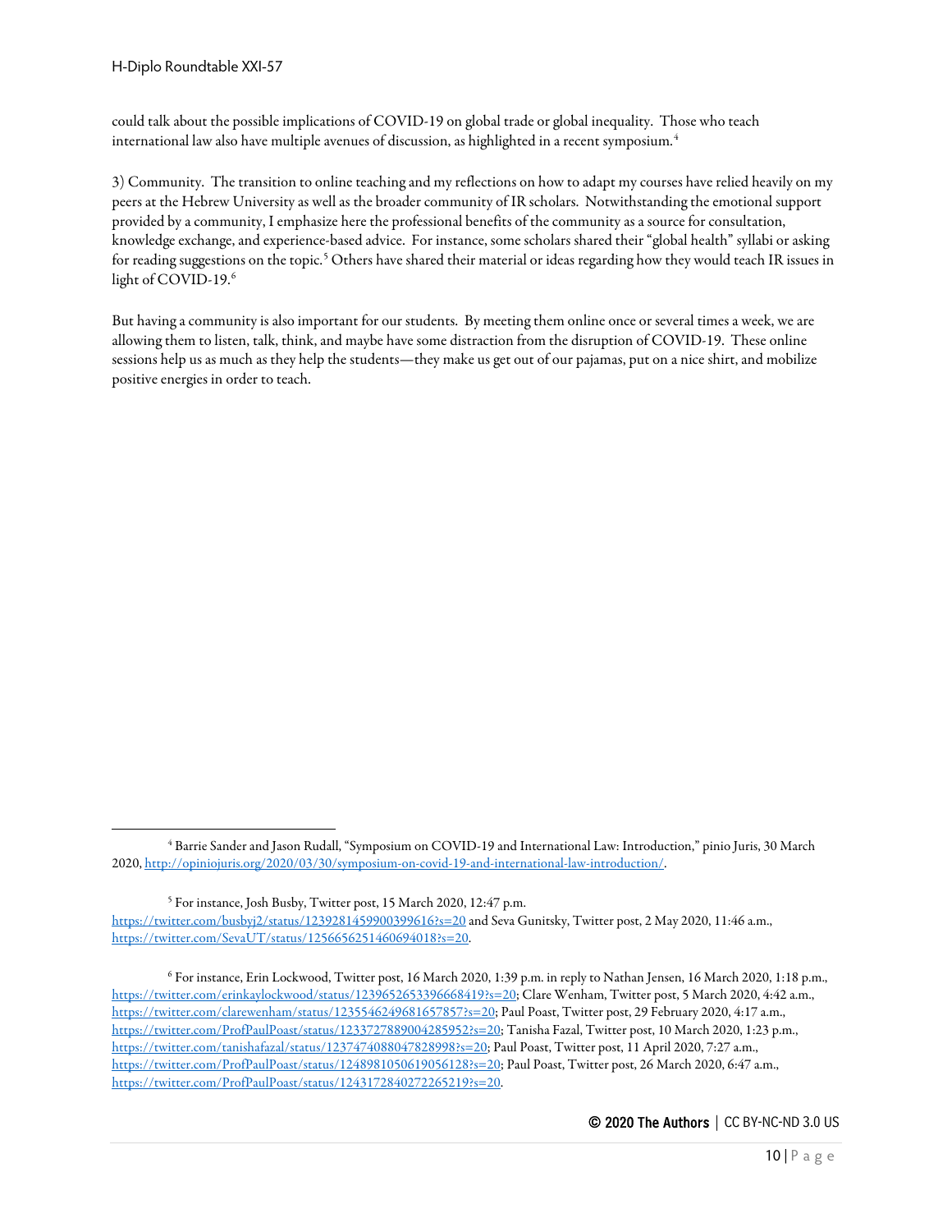could talk about the possible implications of COVID-19 on global trade or global inequality. Those who teach international law also have multiple avenues of discussion, as highlighted in a recent symposium.[4]

3) Community. The transition to online teaching and my reflections on how to adapt my courses have relied heavily on my peers at the Hebrew University as well as the broader community of IR scholars. Notwithstanding the emotional support provided by a community, I emphasize here the professional benefits of the community as a source for consultation, knowledge exchange, and experience-based advice. For instance, some scholars shared their "global health" syllabi or asking for reading suggestions on the topic.[5] Others have shared their material or ideas regarding how they would teach IR issues in light of COVID-19.[6]

But having a community is also important for our students. By meeting them online once or several times a week, we are allowing them to listen, talk, think, and maybe have some distraction from the disruption of COVID-19. These online sessions help us as much as they help the students—they make us get out of our pajamas, put on a nice shirt, and mobilize positive energies in order to teach.

---

[4] Barrie Sander and Jason Rudall, "Symposium on COVID-19 and International Law: Introduction," pinio Juris, 30 March 2020, http://opiniojuris.org/2020/03/30/symposium-on-covid-19-and-international-law-introduction/.

[5] For instance, Josh Busby, Twitter post, 15 March 2020, 12:47 p.m. https://twitter.com/busbyj2/status/1239281459900399616?s=20 and Seva Gunitsky, Twitter post, 2 May 2020, 11:46 a.m., https://twitter.com/SevaUT/status/1256656251460694018?s=20.

[6] For instance, Erin Lockwood, Twitter post, 16 March 2020, 1:39 p.m. in reply to Nathan Jensen, 16 March 2020, 1:18 p.m., https://twitter.com/erinkaylockwood/status/1239652653396668419?s=20; Clare Wenham, Twitter post, 5 March 2020, 4:42 a.m., https://twitter.com/clarewenham/status/1235546249681657857?s=20; Paul Poast, Twitter post, 29 February 2020, 4:17 a.m., https://twitter.com/ProfPaulPoast/status/1233727889004285952?s=20; Tanisha Fazal, Twitter post, 10 March 2020, 1:23 p.m., https://twitter.com/tanishafazal/status/1237474088047828998?s=20; Paul Poast, Twitter post, 11 April 2020, 7:27 a.m., https://twitter.com/ProfPaulPoast/status/1248981050619056128?s=20; Paul Poast, Twitter post, 26 March 2020, 6:47 a.m., https://twitter.com/ProfPaulPoast/status/1243172840272265219?s=20.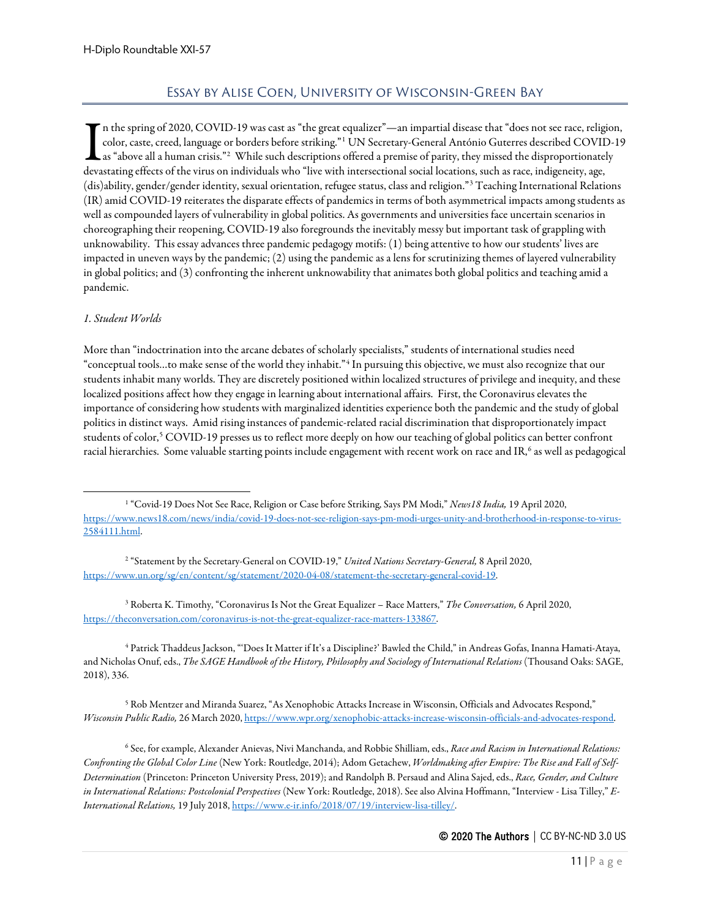## Essay by Alise Coen, University of Wisconsin-Green Bay

In the spring of 2020, COVID-19 was cast as "the great equalizer"—an impartial disease that "does not see race, religion, color, caste, creed, language or borders before striking."[1] UN Secretary-General António Guterres described COVID-19 as "above all a human crisis."[2] While such descriptions offered a premise of parity, they missed the disproportionately devastating effects of the virus on individuals who "live with intersectional social locations, such as race, indigeneity, age, (dis)ability, gender/gender identity, sexual orientation, refugee status, class and religion."[3] Teaching International Relations (IR) amid COVID-19 reiterates the disparate effects of pandemics in terms of both asymmetrical impacts among students as well as compounded layers of vulnerability in global politics. As governments and universities face uncertain scenarios in choreographing their reopening, COVID-19 also foregrounds the inevitably messy but important task of grappling with unknowability. This essay advances three pandemic pedagogy motifs: (1) being attentive to how our students' lives are impacted in uneven ways by the pandemic; (2) using the pandemic as a lens for scrutinizing themes of layered vulnerability in global politics; and (3) confronting the inherent unknowability that animates both global politics and teaching amid a pandemic.

*1. Student Worlds*

More than "indoctrination into the arcane debates of scholarly specialists," students of international studies need "conceptual tools…to make sense of the world they inhabit."[4] In pursuing this objective, we must also recognize that our students inhabit many worlds. They are discretely positioned within localized structures of privilege and inequity, and these localized positions affect how they engage in learning about international affairs. First, the Coronavirus elevates the importance of considering how students with marginalized identities experience both the pandemic and the study of global politics in distinct ways. Amid rising instances of pandemic-related racial discrimination that disproportionately impact students of color,[5] COVID-19 presses us to reflect more deeply on how our teaching of global politics can better confront racial hierarchies. Some valuable starting points include engagement with recent work on race and IR,[6] as well as pedagogical

---

[1] "Covid-19 Does Not See Race, Religion or Case before Striking, Says PM Modi," *News18 India,* 19 April 2020, https://www.news18.com/news/india/covid-19-does-not-see-religion-says-pm-modi-urges-unity-and-brotherhood-in-response-to-virus-2584111.html.

[2] "Statement by the Secretary-General on COVID-19," *United Nations Secretary-General,* 8 April 2020, https://www.un.org/sg/en/content/sg/statement/2020-04-08/statement-the-secretary-general-covid-19.

[3] Roberta K. Timothy, "Coronavirus Is Not the Great Equalizer – Race Matters," *The Conversation,* 6 April 2020, https://theconversation.com/coronavirus-is-not-the-great-equalizer-race-matters-133867.

[4] Patrick Thaddeus Jackson, "'Does It Matter if It's a Discipline?' Bawled the Child," in Andreas Gofas, Inanna Hamati-Ataya, and Nicholas Onuf, eds., *The SAGE Handbook of the History, Philosophy and Sociology of International Relations* (Thousand Oaks: SAGE, 2018), 336.

[5] Rob Mentzer and Miranda Suarez, "As Xenophobic Attacks Increase in Wisconsin, Officials and Advocates Respond," *Wisconsin Public Radio,* 26 March 2020, https://www.wpr.org/xenophobic-attacks-increase-wisconsin-officials-and-advocates-respond.

[6] See, for example, Alexander Anievas, Nivi Manchanda, and Robbie Shilliam, eds., *Race and Racism in International Relations: Confronting the Global Color Line* (New York: Routledge, 2014); Adom Getachew, *Worldmaking after Empire: The Rise and Fall of Self-Determination* (Princeton: Princeton University Press, 2019); and Randolph B. Persaud and Alina Sajed, eds., *Race, Gender, and Culture in International Relations: Postcolonial Perspectives* (New York: Routledge, 2018). See also Alvina Hoffmann, "Interview - Lisa Tilley," *E-International Relations,* 19 July 2018, https://www.e-ir.info/2018/07/19/interview-lisa-tilley/.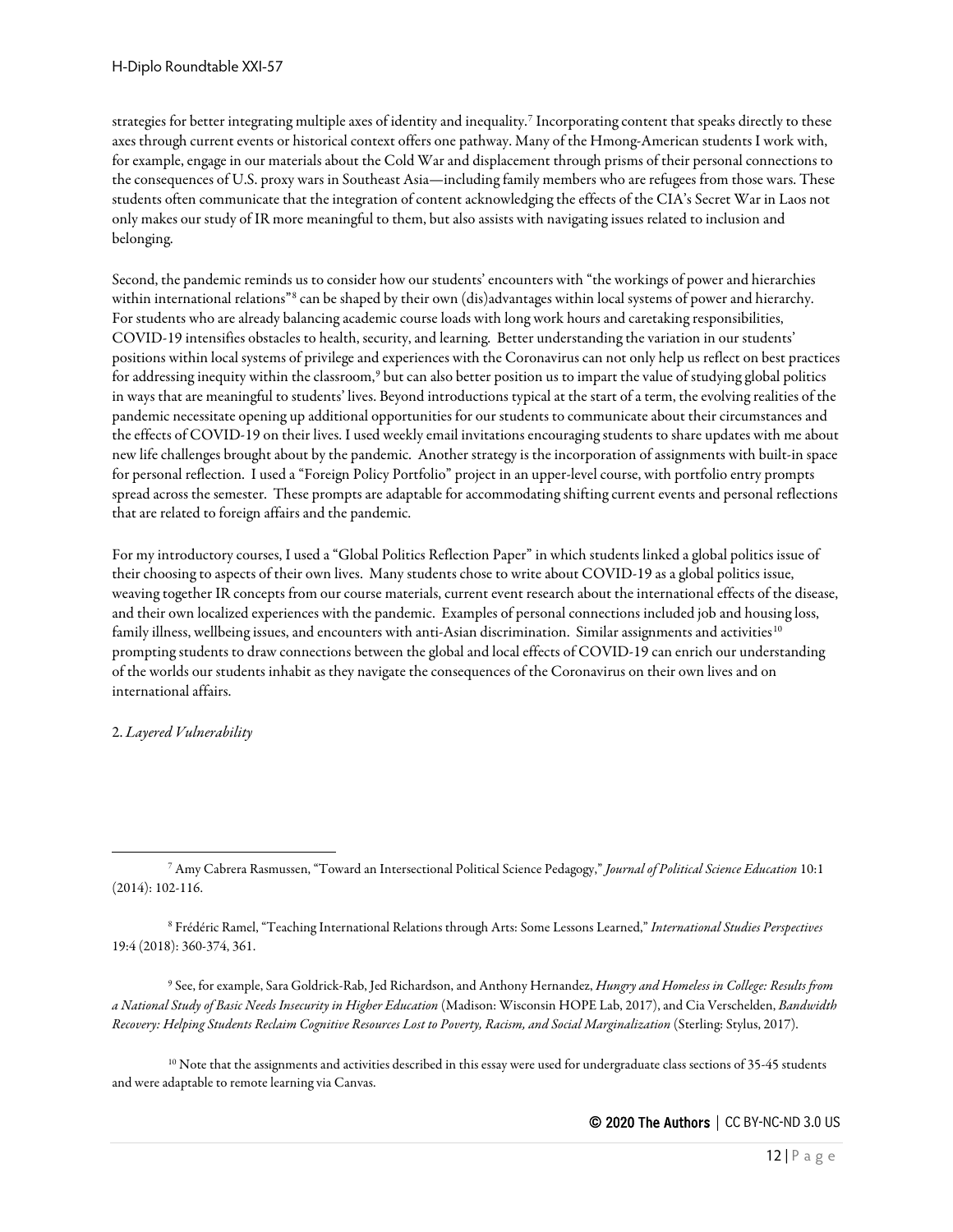strategies for better integrating multiple axes of identity and inequality.[7] Incorporating content that speaks directly to these axes through current events or historical context offers one pathway. Many of the Hmong-American students I work with, for example, engage in our materials about the Cold War and displacement through prisms of their personal connections to the consequences of U.S. proxy wars in Southeast Asia—including family members who are refugees from those wars. These students often communicate that the integration of content acknowledging the effects of the CIA's Secret War in Laos not only makes our study of IR more meaningful to them, but also assists with navigating issues related to inclusion and belonging.

Second, the pandemic reminds us to consider how our students' encounters with "the workings of power and hierarchies within international relations"[8] can be shaped by their own (dis)advantages within local systems of power and hierarchy. For students who are already balancing academic course loads with long work hours and caretaking responsibilities, COVID-19 intensifies obstacles to health, security, and learning. Better understanding the variation in our students' positions within local systems of privilege and experiences with the Coronavirus can not only help us reflect on best practices for addressing inequity within the classroom,[9] but can also better position us to impart the value of studying global politics in ways that are meaningful to students' lives. Beyond introductions typical at the start of a term, the evolving realities of the pandemic necessitate opening up additional opportunities for our students to communicate about their circumstances and the effects of COVID-19 on their lives. I used weekly email invitations encouraging students to share updates with me about new life challenges brought about by the pandemic. Another strategy is the incorporation of assignments with built-in space for personal reflection. I used a "Foreign Policy Portfolio" project in an upper-level course, with portfolio entry prompts spread across the semester. These prompts are adaptable for accommodating shifting current events and personal reflections that are related to foreign affairs and the pandemic.

For my introductory courses, I used a "Global Politics Reflection Paper" in which students linked a global politics issue of their choosing to aspects of their own lives. Many students chose to write about COVID-19 as a global politics issue, weaving together IR concepts from our course materials, current event research about the international effects of the disease, and their own localized experiences with the pandemic. Examples of personal connections included job and housing loss, family illness, wellbeing issues, and encounters with anti-Asian discrimination. Similar assignments and activities[10] prompting students to draw connections between the global and local effects of COVID-19 can enrich our understanding of the worlds our students inhabit as they navigate the consequences of the Coronavirus on their own lives and on international affairs.

2. *Layered Vulnerability*

---

[7] Amy Cabrera Rasmussen, "Toward an Intersectional Political Science Pedagogy," *Journal of Political Science Education* 10:1 (2014): 102-116.

[8] Frédéric Ramel, "Teaching International Relations through Arts: Some Lessons Learned," *International Studies Perspectives* 19:4 (2018): 360-374, 361.

[9] See, for example, Sara Goldrick-Rab, Jed Richardson, and Anthony Hernandez, *Hungry and Homeless in College: Results from a National Study of Basic Needs Insecurity in Higher Education* (Madison: Wisconsin HOPE Lab, 2017), and Cia Verschelden, *Bandwidth Recovery: Helping Students Reclaim Cognitive Resources Lost to Poverty, Racism, and Social Marginalization* (Sterling: Stylus, 2017).

[10] Note that the assignments and activities described in this essay were used for undergraduate class sections of 35-45 students and were adaptable to remote learning via Canvas.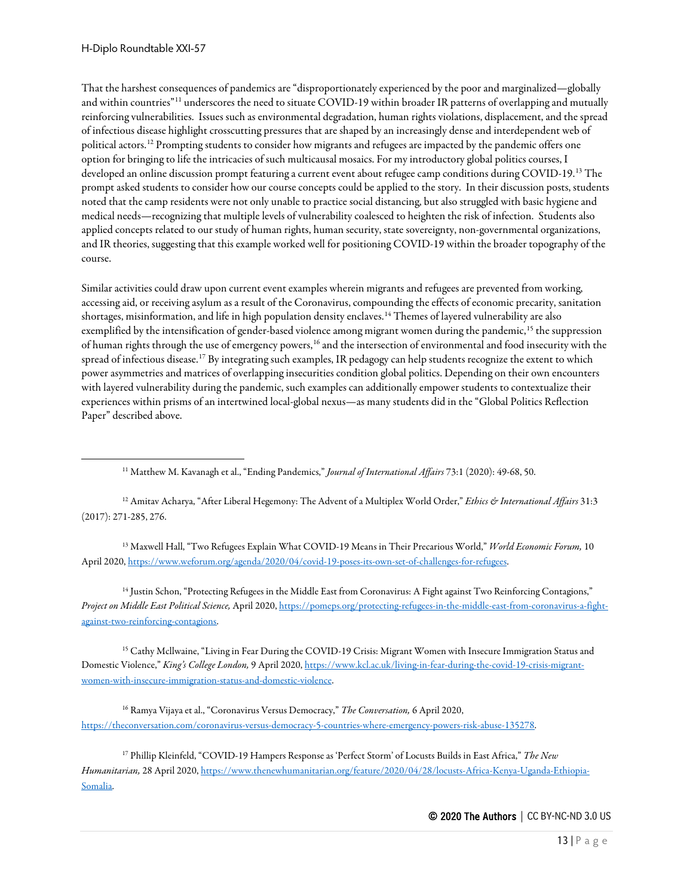That the harshest consequences of pandemics are "disproportionately experienced by the poor and marginalized—globally and within countries"[11] underscores the need to situate COVID-19 within broader IR patterns of overlapping and mutually reinforcing vulnerabilities. Issues such as environmental degradation, human rights violations, displacement, and the spread of infectious disease highlight crosscutting pressures that are shaped by an increasingly dense and interdependent web of political actors.[12] Prompting students to consider how migrants and refugees are impacted by the pandemic offers one option for bringing to life the intricacies of such multicausal mosaics. For my introductory global politics courses, I developed an online discussion prompt featuring a current event about refugee camp conditions during COVID-19.[13] The prompt asked students to consider how our course concepts could be applied to the story. In their discussion posts, students noted that the camp residents were not only unable to practice social distancing, but also struggled with basic hygiene and medical needs—recognizing that multiple levels of vulnerability coalesced to heighten the risk of infection. Students also applied concepts related to our study of human rights, human security, state sovereignty, non-governmental organizations, and IR theories, suggesting that this example worked well for positioning COVID-19 within the broader topography of the course.

Similar activities could draw upon current event examples wherein migrants and refugees are prevented from working, accessing aid, or receiving asylum as a result of the Coronavirus, compounding the effects of economic precarity, sanitation shortages, misinformation, and life in high population density enclaves.[14] Themes of layered vulnerability are also exemplified by the intensification of gender-based violence among migrant women during the pandemic,[15] the suppression of human rights through the use of emergency powers,[16] and the intersection of environmental and food insecurity with the spread of infectious disease.[17] By integrating such examples, IR pedagogy can help students recognize the extent to which power asymmetries and matrices of overlapping insecurities condition global politics. Depending on their own encounters with layered vulnerability during the pandemic, such examples can additionally empower students to contextualize their experiences within prisms of an intertwined local-global nexus—as many students did in the "Global Politics Reflection Paper" described above.

---

[11] Matthew M. Kavanagh et al., "Ending Pandemics," *Journal of International Affairs* 73:1 (2020): 49-68, 50.

[12] Amitav Acharya, "After Liberal Hegemony: The Advent of a Multiplex World Order," *Ethics & International Affairs* 31:3 (2017): 271-285, 276.

[13] Maxwell Hall, "Two Refugees Explain What COVID-19 Means in Their Precarious World," *World Economic Forum,* 10 April 2020, https://www.weforum.org/agenda/2020/04/covid-19-poses-its-own-set-of-challenges-for-refugees.

[14] Justin Schon, "Protecting Refugees in the Middle East from Coronavirus: A Fight against Two Reinforcing Contagions," *Project on Middle East Political Science,* April 2020, https://pomeps.org/protecting-refugees-in-the-middle-east-from-coronavirus-a-fight-against-two-reinforcing-contagions.

[15] Cathy McIlwaine, "Living in Fear During the COVID-19 Crisis: Migrant Women with Insecure Immigration Status and Domestic Violence," *King's College London,* 9 April 2020, https://www.kcl.ac.uk/living-in-fear-during-the-covid-19-crisis-migrant-women-with-insecure-immigration-status-and-domestic-violence.

[16] Ramya Vijaya et al., "Coronavirus Versus Democracy," *The Conversation,* 6 April 2020, https://theconversation.com/coronavirus-versus-democracy-5-countries-where-emergency-powers-risk-abuse-135278.

[17] Phillip Kleinfeld, "COVID-19 Hampers Response as 'Perfect Storm' of Locusts Builds in East Africa," *The New Humanitarian,* 28 April 2020, https://www.thenewhumanitarian.org/feature/2020/04/28/locusts-Africa-Kenya-Uganda-Ethiopia-Somalia.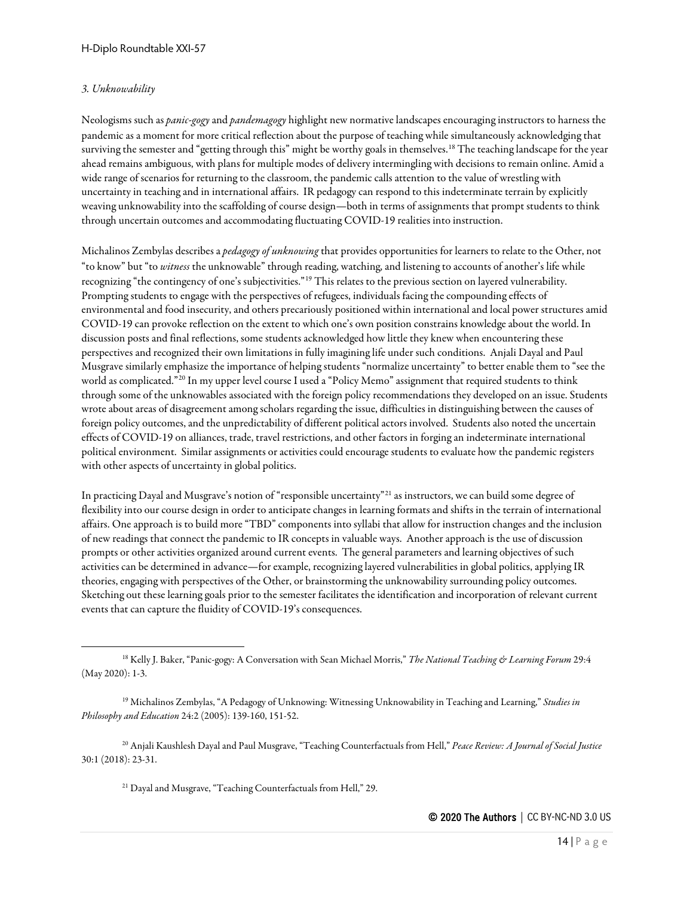*3. Unknowability*

Neologisms such as *panic-gogy* and *pandemagogy* highlight new normative landscapes encouraging instructors to harness the pandemic as a moment for more critical reflection about the purpose of teaching while simultaneously acknowledging that surviving the semester and "getting through this" might be worthy goals in themselves.[18] The teaching landscape for the year ahead remains ambiguous, with plans for multiple modes of delivery intermingling with decisions to remain online. Amid a wide range of scenarios for returning to the classroom, the pandemic calls attention to the value of wrestling with uncertainty in teaching and in international affairs. IR pedagogy can respond to this indeterminate terrain by explicitly weaving unknowability into the scaffolding of course design—both in terms of assignments that prompt students to think through uncertain outcomes and accommodating fluctuating COVID-19 realities into instruction.

Michalinos Zembylas describes a *pedagogy of unknowing* that provides opportunities for learners to relate to the Other, not "to know" but "to *witness* the unknowable" through reading, watching, and listening to accounts of another's life while recognizing "the contingency of one's subjectivities."[19] This relates to the previous section on layered vulnerability. Prompting students to engage with the perspectives of refugees, individuals facing the compounding effects of environmental and food insecurity, and others precariously positioned within international and local power structures amid COVID-19 can provoke reflection on the extent to which one's own position constrains knowledge about the world. In discussion posts and final reflections, some students acknowledged how little they knew when encountering these perspectives and recognized their own limitations in fully imagining life under such conditions. Anjali Dayal and Paul Musgrave similarly emphasize the importance of helping students "normalize uncertainty" to better enable them to "see the world as complicated."[20] In my upper level course I used a "Policy Memo" assignment that required students to think through some of the unknowables associated with the foreign policy recommendations they developed on an issue. Students wrote about areas of disagreement among scholars regarding the issue, difficulties in distinguishing between the causes of foreign policy outcomes, and the unpredictability of different political actors involved. Students also noted the uncertain effects of COVID-19 on alliances, trade, travel restrictions, and other factors in forging an indeterminate international political environment. Similar assignments or activities could encourage students to evaluate how the pandemic registers with other aspects of uncertainty in global politics.

In practicing Dayal and Musgrave's notion of "responsible uncertainty"[21] as instructors, we can build some degree of flexibility into our course design in order to anticipate changes in learning formats and shifts in the terrain of international affairs. One approach is to build more "TBD" components into syllabi that allow for instruction changes and the inclusion of new readings that connect the pandemic to IR concepts in valuable ways. Another approach is the use of discussion prompts or other activities organized around current events. The general parameters and learning objectives of such activities can be determined in advance—for example, recognizing layered vulnerabilities in global politics, applying IR theories, engaging with perspectives of the Other, or brainstorming the unknowability surrounding policy outcomes. Sketching out these learning goals prior to the semester facilitates the identification and incorporation of relevant current events that can capture the fluidity of COVID-19's consequences.

---

[18] Kelly J. Baker, "Panic-gogy: A Conversation with Sean Michael Morris," *The National Teaching & Learning Forum* 29:4 (May 2020): 1-3.

[19] Michalinos Zembylas, "A Pedagogy of Unknowing: Witnessing Unknowability in Teaching and Learning," *Studies in Philosophy and Education* 24:2 (2005): 139-160, 151-52.

[20] Anjali Kaushlesh Dayal and Paul Musgrave, "Teaching Counterfactuals from Hell," *Peace Review: A Journal of Social Justice* 30:1 (2018): 23-31.

[21] Dayal and Musgrave, "Teaching Counterfactuals from Hell," 29.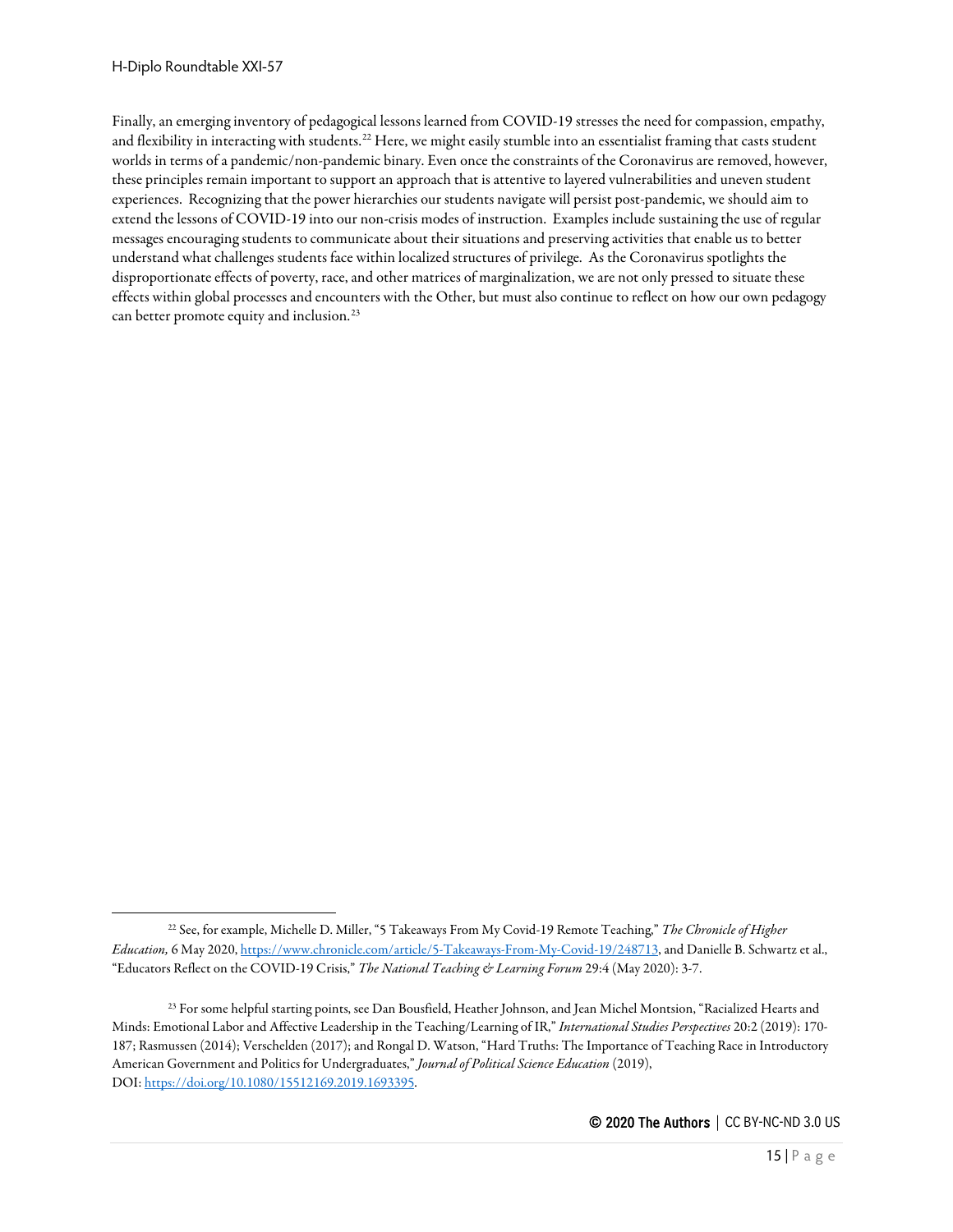Finally, an emerging inventory of pedagogical lessons learned from COVID-19 stresses the need for compassion, empathy, and flexibility in interacting with students.[22] Here, we might easily stumble into an essentialist framing that casts student worlds in terms of a pandemic/non-pandemic binary. Even once the constraints of the Coronavirus are removed, however, these principles remain important to support an approach that is attentive to layered vulnerabilities and uneven student experiences. Recognizing that the power hierarchies our students navigate will persist post-pandemic, we should aim to extend the lessons of COVID-19 into our non-crisis modes of instruction. Examples include sustaining the use of regular messages encouraging students to communicate about their situations and preserving activities that enable us to better understand what challenges students face within localized structures of privilege. As the Coronavirus spotlights the disproportionate effects of poverty, race, and other matrices of marginalization, we are not only pressed to situate these effects within global processes and encounters with the Other, but must also continue to reflect on how our own pedagogy can better promote equity and inclusion.[23]

---

[22] See, for example, Michelle D. Miller, "5 Takeaways From My Covid-19 Remote Teaching," *The Chronicle of Higher Education,* 6 May 2020, https://www.chronicle.com/article/5-Takeaways-From-My-Covid-19/248713, and Danielle B. Schwartz et al., "Educators Reflect on the COVID-19 Crisis," *The National Teaching & Learning Forum* 29:4 (May 2020): 3-7.

[23] For some helpful starting points, see Dan Bousfield, Heather Johnson, and Jean Michel Montsion, "Racialized Hearts and Minds: Emotional Labor and Affective Leadership in the Teaching/Learning of IR," *International Studies Perspectives* 20:2 (2019): 170-187; Rasmussen (2014); Verschelden (2017); and Rongal D. Watson, "Hard Truths: The Importance of Teaching Race in Introductory American Government and Politics for Undergraduates," *Journal of Political Science Education* (2019), DOI: https://doi.org/10.1080/15512169.2019.1693395.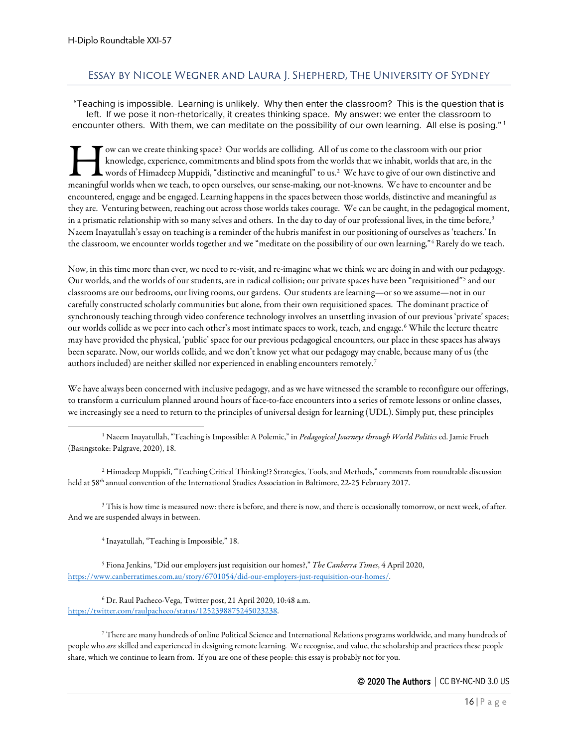## Essay by Nicole Wegner and Laura J. Shepherd, The University of Sydney

"Teaching is impossible. Learning is unlikely. Why then enter the classroom? This is the question that is left. If we pose it non-rhetorically, it creates thinking space. My answer: we enter the classroom to encounter others. With them, we can meditate on the possibility of our own learning. All else is posing." [1]

How can we create thinking space? Our worlds are colliding. All of us come to the classroom with our prior knowledge, experience, commitments and blind spots from the worlds that we inhabit, worlds that are, in the words of Himadeep Muppidi, "distinctive and meaningful" to us.[2] We have to give of our own distinctive and meaningful worlds when we teach, to open ourselves, our sense-making, our not-knowns. We have to encounter and be encountered, engage and be engaged. Learning happens in the spaces between those worlds, distinctive and meaningful as they are. Venturing between, reaching out across those worlds takes courage. We can be caught, in the pedagogical moment, in a prismatic relationship with so many selves and others. In the day to day of our professional lives, in the time before,[3] Naeem Inayatullah's essay on teaching is a reminder of the hubris manifest in our positioning of ourselves as 'teachers.' In the classroom, we encounter worlds together and we "meditate on the possibility of our own learning,"[4] Rarely do we teach.

Now, in this time more than ever, we need to re-visit, and re-imagine what we think we are doing in and with our pedagogy. Our worlds, and the worlds of our students, are in radical collision; our private spaces have been "requisitioned"[5] and our classrooms are our bedrooms, our living rooms, our gardens. Our students are learning—or so we assume—not in our carefully constructed scholarly communities but alone, from their own requisitioned spaces. The dominant practice of synchronously teaching through video conference technology involves an unsettling invasion of our previous 'private' spaces; our worlds collide as we peer into each other's most intimate spaces to work, teach, and engage.[6] While the lecture theatre may have provided the physical, 'public' space for our previous pedagogical encounters, our place in these spaces has always been separate. Now, our worlds collide, and we don't know yet what our pedagogy may enable, because many of us (the authors included) are neither skilled nor experienced in enabling encounters remotely.[7]

We have always been concerned with inclusive pedagogy, and as we have witnessed the scramble to reconfigure our offerings, to transform a curriculum planned around hours of face-to-face encounters into a series of remote lessons or online classes, we increasingly see a need to return to the principles of universal design for learning (UDL). Simply put, these principles

---

[1] Naeem Inayatullah, "Teaching is Impossible: A Polemic," in *Pedagogical Journeys through World Politics* ed. Jamie Frueh (Basingstoke: Palgrave, 2020), 18.

[2] Himadeep Muppidi, "Teaching Critical Thinking!? Strategies, Tools, and Methods," comments from roundtable discussion held at 58th annual convention of the International Studies Association in Baltimore, 22-25 February 2017.

[3] This is how time is measured now: there is before, and there is now, and there is occasionally tomorrow, or next week, of after. And we are suspended always in between.

[4] Inayatullah, "Teaching is Impossible," 18.

[5] Fiona Jenkins, "Did our employers just requisition our homes?," *The Canberra Times*, 4 April 2020, https://www.canberratimes.com.au/story/6701054/did-our-employers-just-requisition-our-homes/.

[6] Dr. Raul Pacheco-Vega, Twitter post, 21 April 2020, 10:48 a.m. https://twitter.com/raulpacheco/status/1252398875245023238.

[7] There are many hundreds of online Political Science and International Relations programs worldwide, and many hundreds of people who *are* skilled and experienced in designing remote learning. We recognise, and value, the scholarship and practices these people share, which we continue to learn from. If you are one of these people: this essay is probably not for you.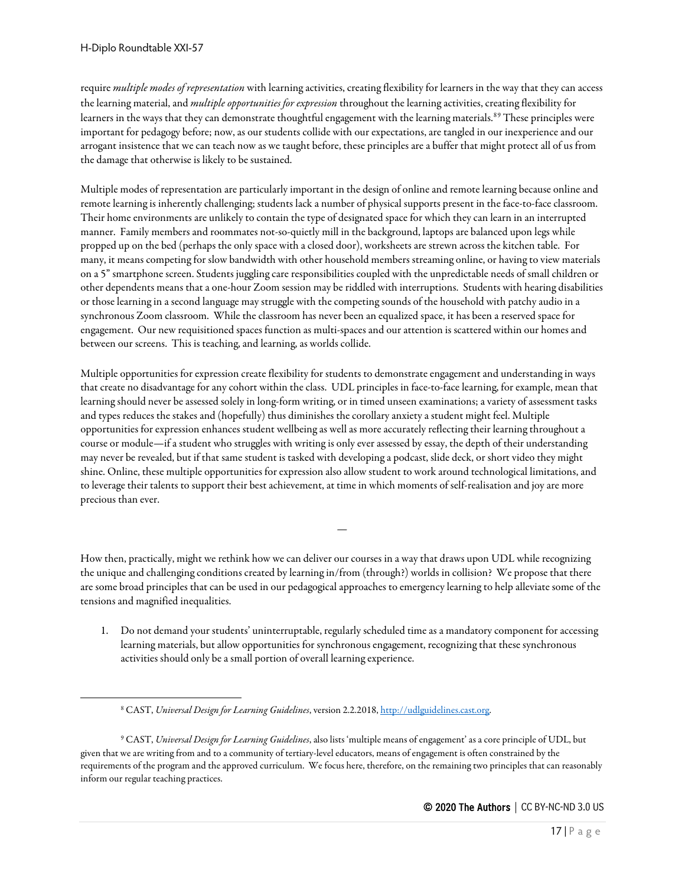require *multiple modes of representation* with learning activities, creating flexibility for learners in the way that they can access the learning material, and *multiple opportunities for expression* throughout the learning activities, creating flexibility for learners in the ways that they can demonstrate thoughtful engagement with the learning materials.[8][9] These principles were important for pedagogy before; now, as our students collide with our expectations, are tangled in our inexperience and our arrogant insistence that we can teach now as we taught before, these principles are a buffer that might protect all of us from the damage that otherwise is likely to be sustained.

Multiple modes of representation are particularly important in the design of online and remote learning because online and remote learning is inherently challenging; students lack a number of physical supports present in the face-to-face classroom. Their home environments are unlikely to contain the type of designated space for which they can learn in an interrupted manner. Family members and roommates not-so-quietly mill in the background, laptops are balanced upon legs while propped up on the bed (perhaps the only space with a closed door), worksheets are strewn across the kitchen table. For many, it means competing for slow bandwidth with other household members streaming online, or having to view materials on a 5" smartphone screen. Students juggling care responsibilities coupled with the unpredictable needs of small children or other dependents means that a one-hour Zoom session may be riddled with interruptions. Students with hearing disabilities or those learning in a second language may struggle with the competing sounds of the household with patchy audio in a synchronous Zoom classroom. While the classroom has never been an equalized space, it has been a reserved space for engagement. Our new requisitioned spaces function as multi-spaces and our attention is scattered within our homes and between our screens. This is teaching, and learning, as worlds collide.

Multiple opportunities for expression create flexibility for students to demonstrate engagement and understanding in ways that create no disadvantage for any cohort within the class. UDL principles in face-to-face learning, for example, mean that learning should never be assessed solely in long-form writing, or in timed unseen examinations; a variety of assessment tasks and types reduces the stakes and (hopefully) thus diminishes the corollary anxiety a student might feel. Multiple opportunities for expression enhances student wellbeing as well as more accurately reflecting their learning throughout a course or module—if a student who struggles with writing is only ever assessed by essay, the depth of their understanding may never be revealed, but if that same student is tasked with developing a podcast, slide deck, or short video they might shine. Online, these multiple opportunities for expression also allow student to work around technological limitations, and to leverage their talents to support their best achievement, at time in which moments of self-realisation and joy are more precious than ever.

—

How then, practically, might we rethink how we can deliver our courses in a way that draws upon UDL while recognizing the unique and challenging conditions created by learning in/from (through?) worlds in collision? We propose that there are some broad principles that can be used in our pedagogical approaches to emergency learning to help alleviate some of the tensions and magnified inequalities.

1. Do not demand your students' uninterruptable, regularly scheduled time as a mandatory component for accessing learning materials, but allow opportunities for synchronous engagement, recognizing that these synchronous activities should only be a small portion of overall learning experience.

---

[8] CAST, *Universal Design for Learning Guidelines*, version 2.2.2018, http://udlguidelines.cast.org.

[9] CAST, *Universal Design for Learning Guidelines*, also lists 'multiple means of engagement' as a core principle of UDL, but given that we are writing from and to a community of tertiary-level educators, means of engagement is often constrained by the requirements of the program and the approved curriculum. We focus here, therefore, on the remaining two principles that can reasonably inform our regular teaching practices.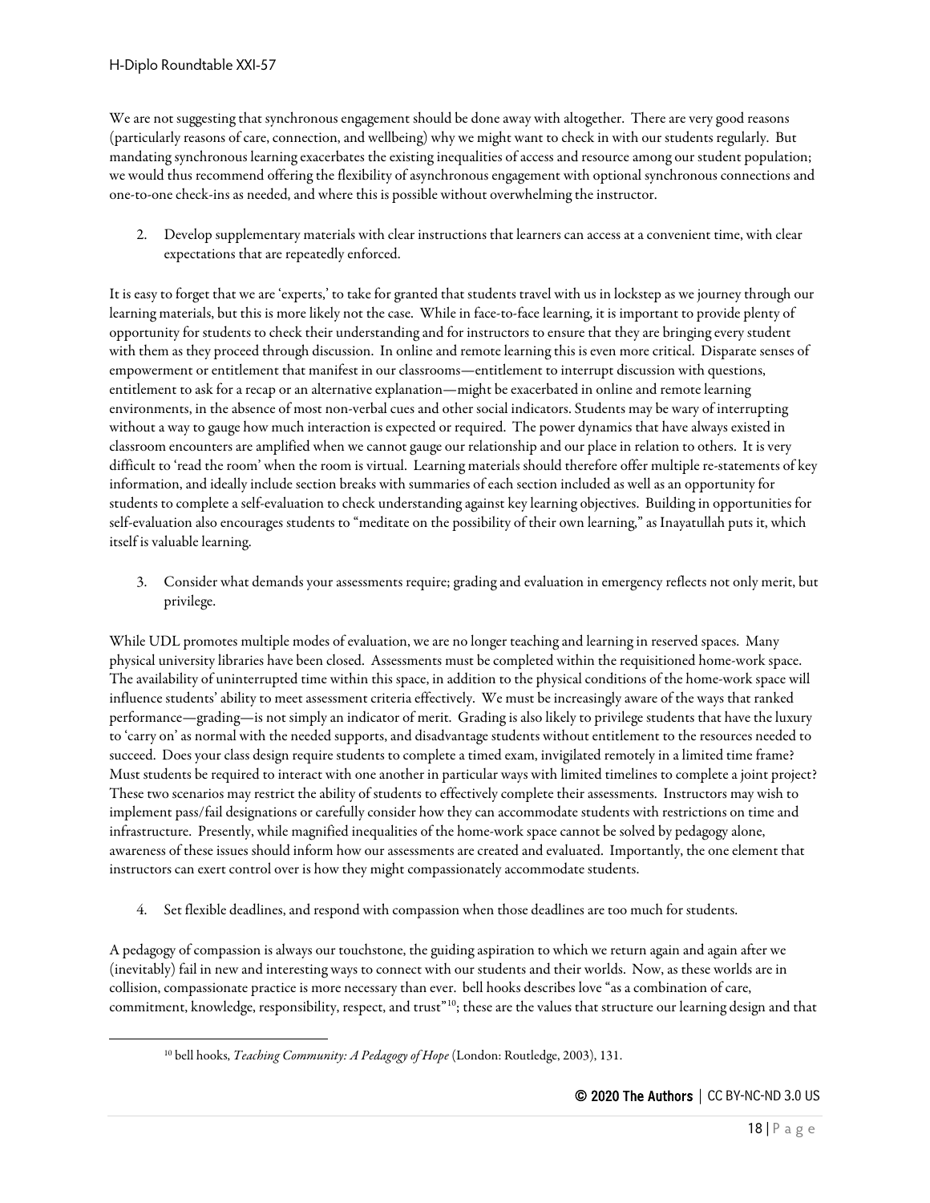We are not suggesting that synchronous engagement should be done away with altogether. There are very good reasons (particularly reasons of care, connection, and wellbeing) why we might want to check in with our students regularly. But mandating synchronous learning exacerbates the existing inequalities of access and resource among our student population; we would thus recommend offering the flexibility of asynchronous engagement with optional synchronous connections and one-to-one check-ins as needed, and where this is possible without overwhelming the instructor.

2. Develop supplementary materials with clear instructions that learners can access at a convenient time, with clear expectations that are repeatedly enforced.

It is easy to forget that we are 'experts,' to take for granted that students travel with us in lockstep as we journey through our learning materials, but this is more likely not the case. While in face-to-face learning, it is important to provide plenty of opportunity for students to check their understanding and for instructors to ensure that they are bringing every student with them as they proceed through discussion. In online and remote learning this is even more critical. Disparate senses of empowerment or entitlement that manifest in our classrooms—entitlement to interrupt discussion with questions, entitlement to ask for a recap or an alternative explanation—might be exacerbated in online and remote learning environments, in the absence of most non-verbal cues and other social indicators. Students may be wary of interrupting without a way to gauge how much interaction is expected or required. The power dynamics that have always existed in classroom encounters are amplified when we cannot gauge our relationship and our place in relation to others. It is very difficult to 'read the room' when the room is virtual. Learning materials should therefore offer multiple re-statements of key information, and ideally include section breaks with summaries of each section included as well as an opportunity for students to complete a self-evaluation to check understanding against key learning objectives. Building in opportunities for self-evaluation also encourages students to "meditate on the possibility of their own learning," as Inayatullah puts it, which itself is valuable learning.

3. Consider what demands your assessments require; grading and evaluation in emergency reflects not only merit, but privilege.

While UDL promotes multiple modes of evaluation, we are no longer teaching and learning in reserved spaces. Many physical university libraries have been closed. Assessments must be completed within the requisitioned home-work space. The availability of uninterrupted time within this space, in addition to the physical conditions of the home-work space will influence students' ability to meet assessment criteria effectively. We must be increasingly aware of the ways that ranked performance—grading—is not simply an indicator of merit. Grading is also likely to privilege students that have the luxury to 'carry on' as normal with the needed supports, and disadvantage students without entitlement to the resources needed to succeed. Does your class design require students to complete a timed exam, invigilated remotely in a limited time frame? Must students be required to interact with one another in particular ways with limited timelines to complete a joint project? These two scenarios may restrict the ability of students to effectively complete their assessments. Instructors may wish to implement pass/fail designations or carefully consider how they can accommodate students with restrictions on time and infrastructure. Presently, while magnified inequalities of the home-work space cannot be solved by pedagogy alone, awareness of these issues should inform how our assessments are created and evaluated. Importantly, the one element that instructors can exert control over is how they might compassionately accommodate students.

4. Set flexible deadlines, and respond with compassion when those deadlines are too much for students.

A pedagogy of compassion is always our touchstone, the guiding aspiration to which we return again and again after we (inevitably) fail in new and interesting ways to connect with our students and their worlds. Now, as these worlds are in collision, compassionate practice is more necessary than ever. bell hooks describes love "as a combination of care, commitment, knowledge, responsibility, respect, and trust"[10]; these are the values that structure our learning design and that

[10] bell hooks, *Teaching Community: A Pedagogy of Hope* (London: Routledge, 2003), 131.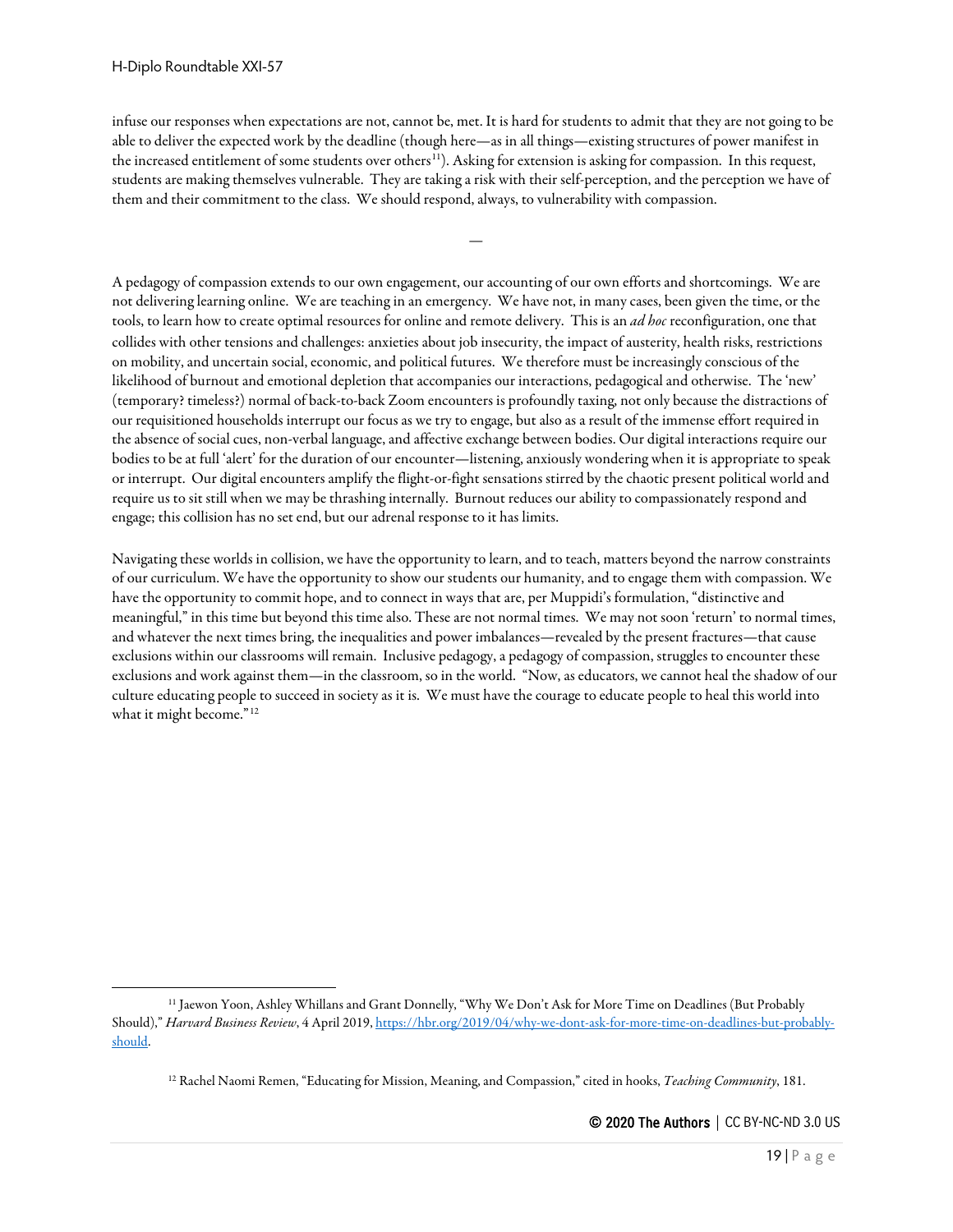infuse our responses when expectations are not, cannot be, met. It is hard for students to admit that they are not going to be able to deliver the expected work by the deadline (though here—as in all things—existing structures of power manifest in the increased entitlement of some students over others[11]). Asking for extension is asking for compassion. In this request, students are making themselves vulnerable. They are taking a risk with their self-perception, and the perception we have of them and their commitment to the class. We should respond, always, to vulnerability with compassion.

—

A pedagogy of compassion extends to our own engagement, our accounting of our own efforts and shortcomings. We are not delivering learning online. We are teaching in an emergency. We have not, in many cases, been given the time, or the tools, to learn how to create optimal resources for online and remote delivery. This is an *ad hoc* reconfiguration, one that collides with other tensions and challenges: anxieties about job insecurity, the impact of austerity, health risks, restrictions on mobility, and uncertain social, economic, and political futures. We therefore must be increasingly conscious of the likelihood of burnout and emotional depletion that accompanies our interactions, pedagogical and otherwise. The 'new' (temporary? timeless?) normal of back-to-back Zoom encounters is profoundly taxing, not only because the distractions of our requisitioned households interrupt our focus as we try to engage, but also as a result of the immense effort required in the absence of social cues, non-verbal language, and affective exchange between bodies. Our digital interactions require our bodies to be at full 'alert' for the duration of our encounter—listening, anxiously wondering when it is appropriate to speak or interrupt. Our digital encounters amplify the flight-or-fight sensations stirred by the chaotic present political world and require us to sit still when we may be thrashing internally. Burnout reduces our ability to compassionately respond and engage; this collision has no set end, but our adrenal response to it has limits.

Navigating these worlds in collision, we have the opportunity to learn, and to teach, matters beyond the narrow constraints of our curriculum. We have the opportunity to show our students our humanity, and to engage them with compassion. We have the opportunity to commit hope, and to connect in ways that are, per Muppidi's formulation, "distinctive and meaningful," in this time but beyond this time also. These are not normal times. We may not soon 'return' to normal times, and whatever the next times bring, the inequalities and power imbalances—revealed by the present fractures—that cause exclusions within our classrooms will remain. Inclusive pedagogy, a pedagogy of compassion, struggles to encounter these exclusions and work against them—in the classroom, so in the world. "Now, as educators, we cannot heal the shadow of our culture educating people to succeed in society as it is. We must have the courage to educate people to heal this world into what it might become."[12]

---

[11] Jaewon Yoon, Ashley Whillans and Grant Donnelly, "Why We Don't Ask for More Time on Deadlines (But Probably Should)," *Harvard Business Review*, 4 April 2019, https://hbr.org/2019/04/why-we-dont-ask-for-more-time-on-deadlines-but-probably-should.

[12] Rachel Naomi Remen, "Educating for Mission, Meaning, and Compassion," cited in hooks, *Teaching Community*, 181.